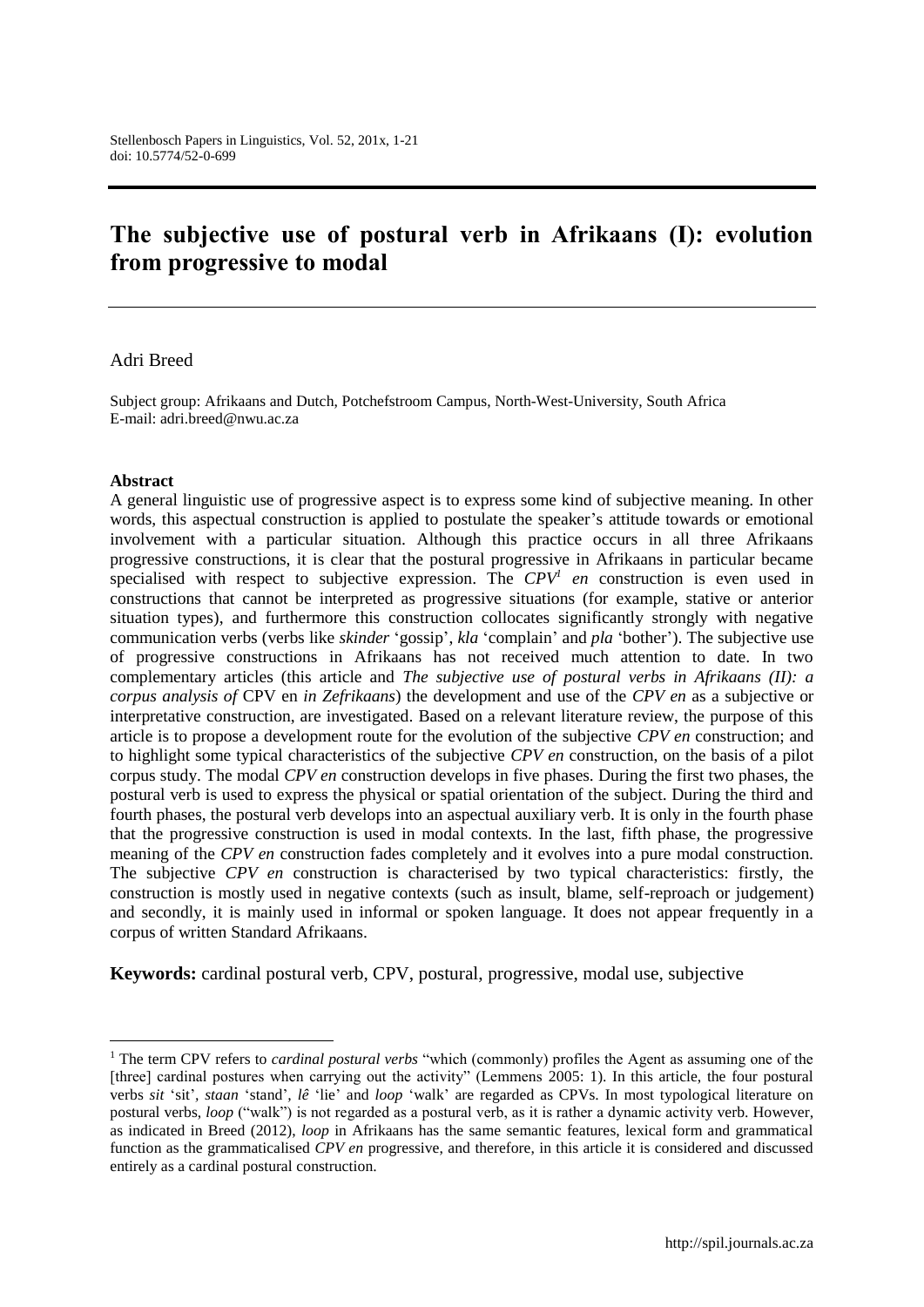# The subjective use of postural verb in Afrikaans (I): evolution from progressive to modal

Adri Breed

Subject group: Afrikaans and Dutch, Potchefstroom Campus, North-West-University, South Africa
E-mail: adri.breed@nwu.ac.za

**Abstract**

A general linguistic use of progressive aspect is to express some kind of subjective meaning. In other words, this aspectual construction is applied to postulate the speaker's attitude towards or emotional involvement with a particular situation. Although this practice occurs in all three Afrikaans progressive constructions, it is clear that the postural progressive in Afrikaans in particular became specialised with respect to subjective expression. The *CPV*[1] *en* construction is even used in constructions that cannot be interpreted as progressive situations (for example, stative or anterior situation types), and furthermore this construction collocates significantly strongly with negative communication verbs (verbs like *skinder* 'gossip', *kla* 'complain' and *pla* 'bother'). The subjective use of progressive constructions in Afrikaans has not received much attention to date. In two complementary articles (this article and *The subjective use of postural verbs in Afrikaans (II): a corpus analysis of* CPV en *in Zefrikaans*) the development and use of the *CPV en* as a subjective or interpretative construction, are investigated. Based on a relevant literature review, the purpose of this article is to propose a development route for the evolution of the subjective *CPV en* construction; and to highlight some typical characteristics of the subjective *CPV en* construction, on the basis of a pilot corpus study. The modal *CPV en* construction develops in five phases. During the first two phases, the postural verb is used to express the physical or spatial orientation of the subject. During the third and fourth phases, the postural verb develops into an aspectual auxiliary verb. It is only in the fourth phase that the progressive construction is used in modal contexts. In the last, fifth phase, the progressive meaning of the *CPV en* construction fades completely and it evolves into a pure modal construction. The subjective *CPV en* construction is characterised by two typical characteristics: firstly, the construction is mostly used in negative contexts (such as insult, blame, self-reproach or judgement) and secondly, it is mainly used in informal or spoken language. It does not appear frequently in a corpus of written Standard Afrikaans.

**Keywords:** cardinal postural verb, CPV, postural, progressive, modal use, subjective

[1] The term CPV refers to *cardinal postural verbs* "which (commonly) profiles the Agent as assuming one of the [three] cardinal postures when carrying out the activity" (Lemmens 2005: 1). In this article, the four postural verbs *sit* 'sit', *staan* 'stand', *lê* 'lie' and *loop* 'walk' are regarded as CPVs. In most typological literature on postural verbs, *loop* ("walk") is not regarded as a postural verb, as it is rather a dynamic activity verb. However, as indicated in Breed (2012), *loop* in Afrikaans has the same semantic features, lexical form and grammatical function as the grammaticalised *CPV en* progressive, and therefore, in this article it is considered and discussed entirely as a cardinal postural construction.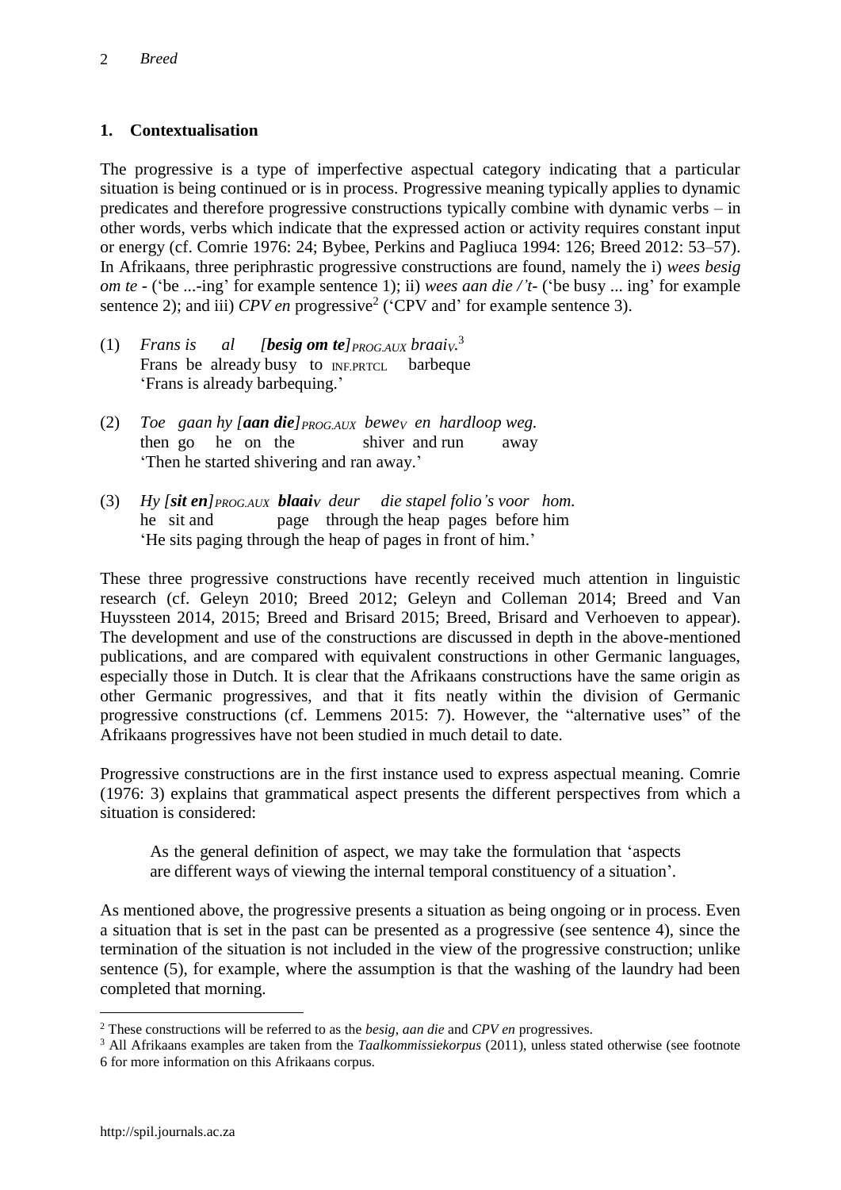## 1. Contextualisation

The progressive is a type of imperfective aspectual category indicating that a particular situation is being continued or is in process. Progressive meaning typically applies to dynamic predicates and therefore progressive constructions typically combine with dynamic verbs – in other words, verbs which indicate that the expressed action or activity requires constant input or energy (cf. Comrie 1976: 24; Bybee, Perkins and Pagliuca 1994: 126; Breed 2012: 53–57). In Afrikaans, three periphrastic progressive constructions are found, namely the i) *wees besig om te* - ('be ...-ing' for example sentence 1); ii) *wees aan die /'t-* ('be busy ... ing' for example sentence 2); and iii) *CPV en* progressive[2] ('CPV and' for example sentence 3).

(1) *Frans is al [**besig om te**]$_{PROG.AUX}$ braai$_{V}$.*[3]
Frans be already busy to INF.PRTCL barbeque
'Frans is already barbequing.'

(2) *Toe gaan hy [**aan die**]$_{PROG.AUX}$ bewe$_{V}$ en hardloop weg.*
then go he on the shiver and run away
'Then he started shivering and ran away.'

(3) *Hy [**sit en**]$_{PROG.AUX}$ **blaai**$_{V}$ deur die stapel folio's voor hom.*
he sit and page through the heap pages before him
'He sits paging through the heap of pages in front of him.'

These three progressive constructions have recently received much attention in linguistic research (cf. Geleyn 2010; Breed 2012; Geleyn and Colleman 2014; Breed and Van Huyssteen 2014, 2015; Breed and Brisard 2015; Breed, Brisard and Verhoeven to appear). The development and use of the constructions are discussed in depth in the above-mentioned publications, and are compared with equivalent constructions in other Germanic languages, especially those in Dutch. It is clear that the Afrikaans constructions have the same origin as other Germanic progressives, and that it fits neatly within the division of Germanic progressive constructions (cf. Lemmens 2015: 7). However, the "alternative uses" of the Afrikaans progressives have not been studied in much detail to date.

Progressive constructions are in the first instance used to express aspectual meaning. Comrie (1976: 3) explains that grammatical aspect presents the different perspectives from which a situation is considered:

> As the general definition of aspect, we may take the formulation that 'aspects are different ways of viewing the internal temporal constituency of a situation'.

As mentioned above, the progressive presents a situation as being ongoing or in process. Even a situation that is set in the past can be presented as a progressive (see sentence 4), since the termination of the situation is not included in the view of the progressive construction; unlike sentence (5), for example, where the assumption is that the washing of the laundry had been completed that morning.

---

[2] These constructions will be referred to as the *besig*, *aan die* and *CPV en* progressives.

[3] All Afrikaans examples are taken from the *Taalkommissiekorpus* (2011), unless stated otherwise (see footnote 6 for more information on this Afrikaans corpus.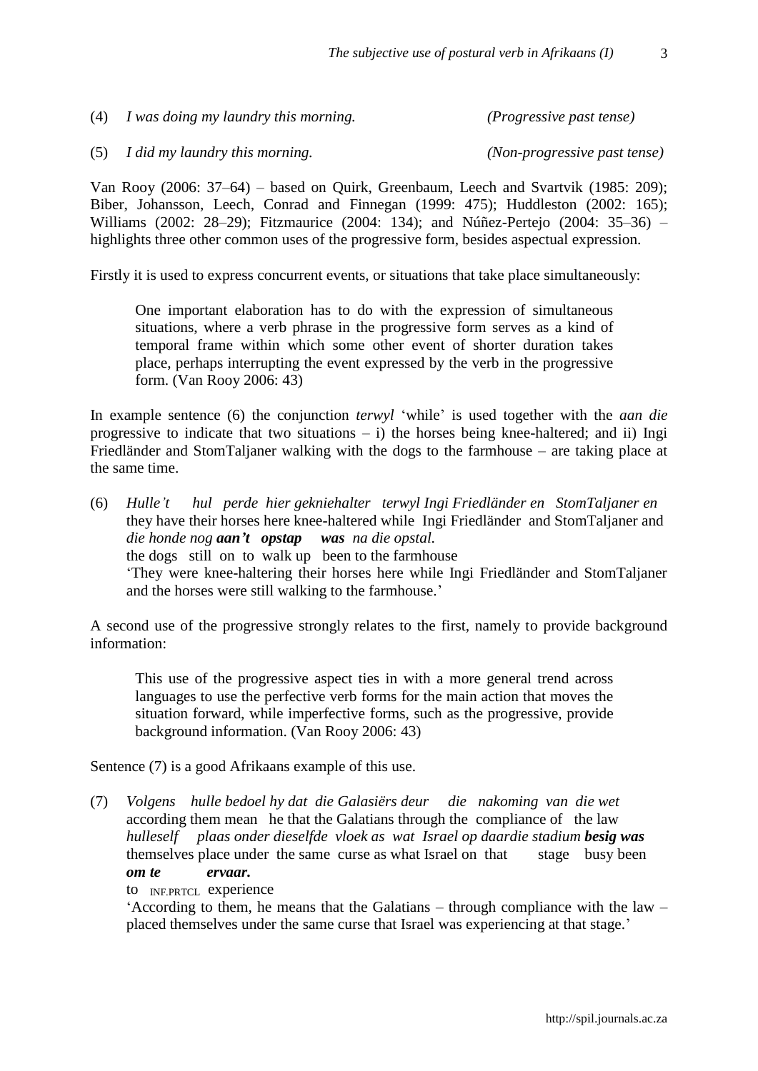(4) *I was doing my laundry this morning.* *(Progressive past tense)*

(5) *I did my laundry this morning.* *(Non-progressive past tense)*

Van Rooy (2006: 37–64) – based on Quirk, Greenbaum, Leech and Svartvik (1985: 209); Biber, Johansson, Leech, Conrad and Finnegan (1999: 475); Huddleston (2002: 165); Williams (2002: 28–29); Fitzmaurice (2004: 134); and Núñez-Pertejo (2004: 35–36) – highlights three other common uses of the progressive form, besides aspectual expression.

Firstly it is used to express concurrent events, or situations that take place simultaneously:

> One important elaboration has to do with the expression of simultaneous situations, where a verb phrase in the progressive form serves as a kind of temporal frame within which some other event of shorter duration takes place, perhaps interrupting the event expressed by the verb in the progressive form. (Van Rooy 2006: 43)

In example sentence (6) the conjunction *terwyl* 'while' is used together with the *aan die* progressive to indicate that two situations – i) the horses being knee-haltered; and ii) Ingi Friedländer and StomTaljaner walking with the dogs to the farmhouse – are taking place at the same time.

(6) *Hulle't hul perde hier gekniehalter terwyl Ingi Friedländer en StomTaljaner en*
they have their horses here knee-haltered while Ingi Friedländer and StomTaljaner and
*die honde nog **aan't opstap was** na die opstal.*
the dogs still on to walk up been to the farmhouse
'They were knee-haltering their horses here while Ingi Friedländer and StomTaljaner and the horses were still walking to the farmhouse.'

A second use of the progressive strongly relates to the first, namely to provide background information:

> This use of the progressive aspect ties in with a more general trend across languages to use the perfective verb forms for the main action that moves the situation forward, while imperfective forms, such as the progressive, provide background information. (Van Rooy 2006: 43)

Sentence (7) is a good Afrikaans example of this use.

(7) *Volgens hulle bedoel hy dat die Galasiërs deur die nakoming van die wet*
according them mean he that the Galatians through the compliance of the law
*hulleself plaas onder dieselfde vloek as wat Israel op daardie stadium **besig was***
themselves place under the same curse as what Israel on that stage busy been
***om te ervaar.***
to INF.PRTCL experience
'According to them, he means that the Galatians – through compliance with the law – placed themselves under the same curse that Israel was experiencing at that stage.'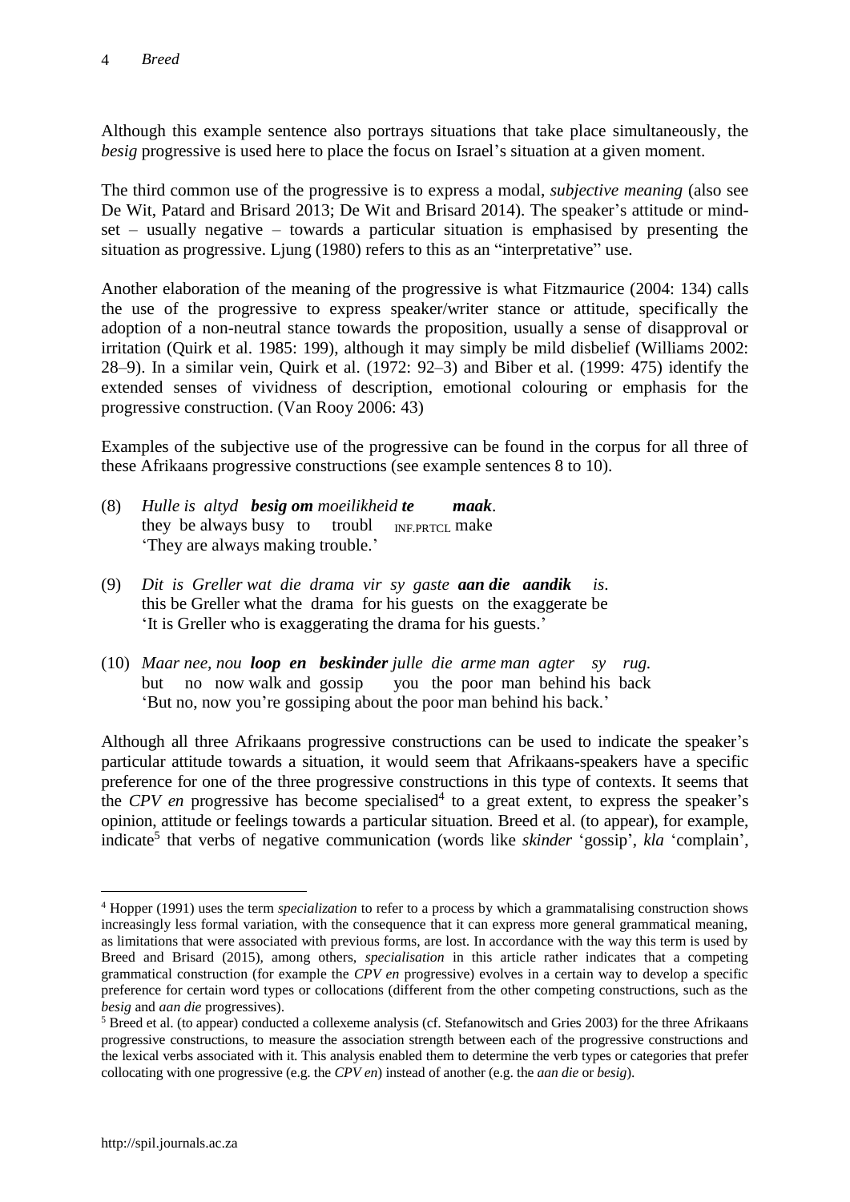Although this example sentence also portrays situations that take place simultaneously, the *besig* progressive is used here to place the focus on Israel's situation at a given moment.

The third common use of the progressive is to express a modal, *subjective meaning* (also see De Wit, Patard and Brisard 2013; De Wit and Brisard 2014). The speaker's attitude or mind-set – usually negative – towards a particular situation is emphasised by presenting the situation as progressive. Ljung (1980) refers to this as an "interpretative" use.

> Another elaboration of the meaning of the progressive is what Fitzmaurice (2004: 134) calls the use of the progressive to express speaker/writer stance or attitude, specifically the adoption of a non-neutral stance towards the proposition, usually a sense of disapproval or irritation (Quirk et al. 1985: 199), although it may simply be mild disbelief (Williams 2002: 28–9). In a similar vein, Quirk et al. (1972: 92–3) and Biber et al. (1999: 475) identify the extended senses of vividness of description, emotional colouring or emphasis for the progressive construction. (Van Rooy 2006: 43)

Examples of the subjective use of the progressive can be found in the corpus for all three of these Afrikaans progressive constructions (see example sentences 8 to 10).

(8) *Hulle is altyd **besig om** moeilikheid **te** **maak**.*
they be always busy to troubl INF.PRTCL make
'They are always making trouble.'

(9) *Dit is Greller wat die drama vir sy gaste **aan die aandik** is.*
this be Greller what the drama for his guests on the exaggerate be
'It is Greller who is exaggerating the drama for his guests.'

(10) *Maar nee, nou **loop en beskinder** julle die arme man agter sy rug.*
but no now walk and gossip you the poor man behind his back
'But no, now you're gossiping about the poor man behind his back.'

Although all three Afrikaans progressive constructions can be used to indicate the speaker's particular attitude towards a situation, it would seem that Afrikaans-speakers have a specific preference for one of the three progressive constructions in this type of contexts. It seems that the *CPV en* progressive has become specialised[4] to a great extent, to express the speaker's opinion, attitude or feelings towards a particular situation. Breed et al. (to appear), for example, indicate[5] that verbs of negative communication (words like *skinder* 'gossip', *kla* 'complain',

---

[4] Hopper (1991) uses the term *specialization* to refer to a process by which a grammatalising construction shows increasingly less formal variation, with the consequence that it can express more general grammatical meaning, as limitations that were associated with previous forms, are lost. In accordance with the way this term is used by Breed and Brisard (2015), among others, *specialisation* in this article rather indicates that a competing grammatical construction (for example the *CPV en* progressive) evolves in a certain way to develop a specific preference for certain word types or collocations (different from the other competing constructions, such as the *besig* and *aan die* progressives).

[5] Breed et al. (to appear) conducted a collexeme analysis (cf. Stefanowitsch and Gries 2003) for the three Afrikaans progressive constructions, to measure the association strength between each of the progressive constructions and the lexical verbs associated with it. This analysis enabled them to determine the verb types or categories that prefer collocating with one progressive (e.g. the *CPV en*) instead of another (e.g. the *aan die* or *besig*).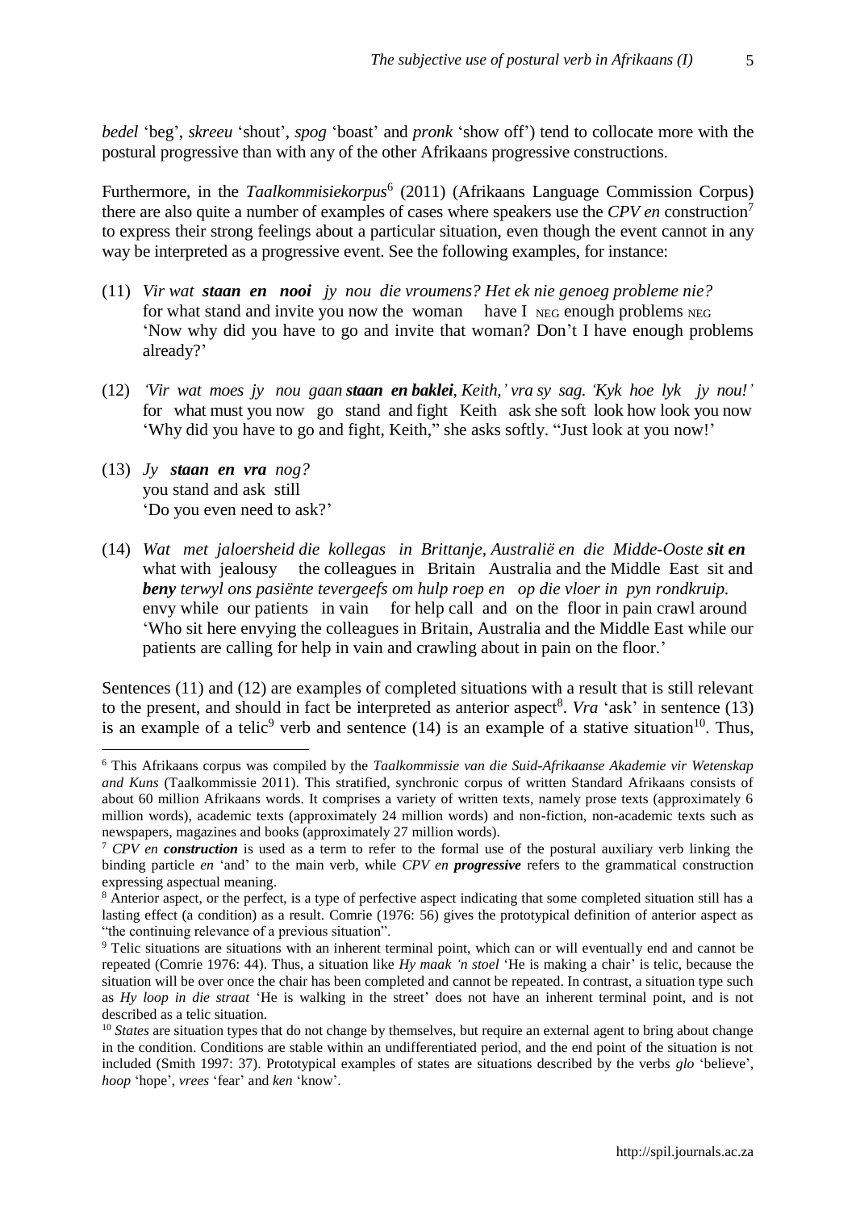*bedel* 'beg', *skreeu* 'shout', *spog* 'boast' and *pronk* 'show off') tend to collocate more with the postural progressive than with any of the other Afrikaans progressive constructions.

Furthermore, in the *Taalkommisiekorpus*[6] (2011) (Afrikaans Language Commission Corpus) there are also quite a number of examples of cases where speakers use the *CPV en* construction[7] to express their strong feelings about a particular situation, even though the event cannot in any way be interpreted as a progressive event. See the following examples, for instance:

(11) *Vir wat **staan en nooi** jy nou die vroumens? Het ek nie genoeg probleme nie?*
for what stand and invite you now the woman have I NEG enough problems NEG
'Now why did you have to go and invite that woman? Don't I have enough problems already?'

(12) *'Vir wat moes jy nou gaan **staan en baklei**, Keith,' vra sy sag. 'Kyk hoe lyk jy nou!'*
for what must you now go stand and fight Keith ask she soft look how look you now
'Why did you have to go and fight, Keith," she asks softly. "Just look at you now!'

(13) *Jy **staan en vra** nog?*
you stand and ask still
'Do you even need to ask?'

(14) *Wat met jaloersheid die kollegas in Brittanje, Australië en die Midde-Ooste **sit en beny** terwyl ons pasiënte tevergeefs om hulp roep en op die vloer in pyn rondkruip.*
what with jealousy the colleagues in Britain Australia and the Middle East sit and envy while our patients in vain for help call and on the floor in pain crawl around
'Who sit here envying the colleagues in Britain, Australia and the Middle East while our patients are calling for help in vain and crawling about in pain on the floor.'

Sentences (11) and (12) are examples of completed situations with a result that is still relevant to the present, and should in fact be interpreted as anterior aspect[8]. *Vra* 'ask' in sentence (13) is an example of a telic[9] verb and sentence (14) is an example of a stative situation[10]. Thus,

---

[6] This Afrikaans corpus was compiled by the *Taalkommissie van die Suid-Afrikaanse Akademie vir Wetenskap and Kuns* (Taalkommissie 2011). This stratified, synchronic corpus of written Standard Afrikaans consists of about 60 million Afrikaans words. It comprises a variety of written texts, namely prose texts (approximately 6 million words), academic texts (approximately 24 million words) and non-fiction, non-academic texts such as newspapers, magazines and books (approximately 27 million words).

[7] *CPV en **construction*** is used as a term to refer to the formal use of the postural auxiliary verb linking the binding particle *en* 'and' to the main verb, while *CPV en **progressive*** refers to the grammatical construction expressing aspectual meaning.

[8] Anterior aspect, or the perfect, is a type of perfective aspect indicating that some completed situation still has a lasting effect (a condition) as a result. Comrie (1976: 56) gives the prototypical definition of anterior aspect as "the continuing relevance of a previous situation".

[9] Telic situations are situations with an inherent terminal point, which can or will eventually end and cannot be repeated (Comrie 1976: 44). Thus, a situation like *Hy maak 'n stoel* 'He is making a chair' is telic, because the situation will be over once the chair has been completed and cannot be repeated. In contrast, a situation type such as *Hy loop in die straat* 'He is walking in the street' does not have an inherent terminal point, and is not described as a telic situation.

[10] *States* are situation types that do not change by themselves, but require an external agent to bring about change in the condition. Conditions are stable within an undifferentiated period, and the end point of the situation is not included (Smith 1997: 37). Prototypical examples of states are situations described by the verbs *glo* 'believe', *hoop* 'hope', *vrees* 'fear' and *ken* 'know'.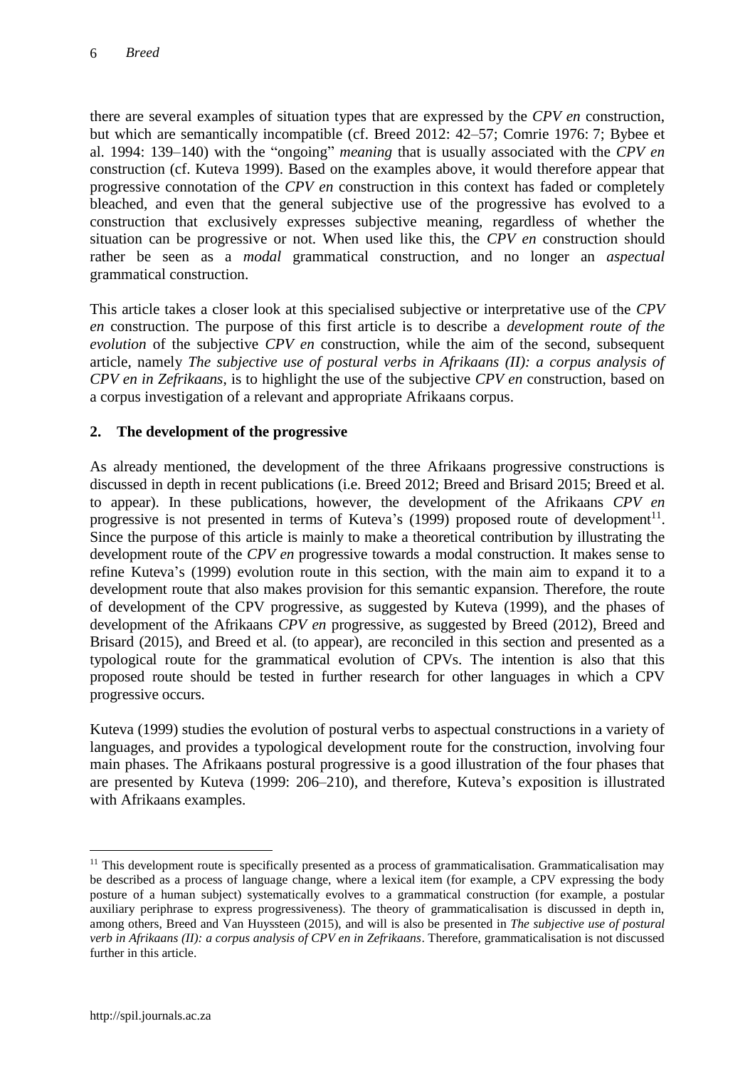there are several examples of situation types that are expressed by the *CPV en* construction, but which are semantically incompatible (cf. Breed 2012: 42–57; Comrie 1976: 7; Bybee et al. 1994: 139–140) with the "ongoing" *meaning* that is usually associated with the *CPV en* construction (cf. Kuteva 1999). Based on the examples above, it would therefore appear that progressive connotation of the *CPV en* construction in this context has faded or completely bleached, and even that the general subjective use of the progressive has evolved to a construction that exclusively expresses subjective meaning, regardless of whether the situation can be progressive or not. When used like this, the *CPV en* construction should rather be seen as a *modal* grammatical construction, and no longer an *aspectual* grammatical construction.

This article takes a closer look at this specialised subjective or interpretative use of the *CPV en* construction. The purpose of this first article is to describe a *development route of the evolution* of the subjective *CPV en* construction, while the aim of the second, subsequent article, namely *The subjective use of postural verbs in Afrikaans (II): a corpus analysis of CPV en in Zefrikaans*, is to highlight the use of the subjective *CPV en* construction, based on a corpus investigation of a relevant and appropriate Afrikaans corpus.

## 2. The development of the progressive

As already mentioned, the development of the three Afrikaans progressive constructions is discussed in depth in recent publications (i.e. Breed 2012; Breed and Brisard 2015; Breed et al. to appear). In these publications, however, the development of the Afrikaans *CPV en* progressive is not presented in terms of Kuteva's (1999) proposed route of development[11]. Since the purpose of this article is mainly to make a theoretical contribution by illustrating the development route of the *CPV en* progressive towards a modal construction. It makes sense to refine Kuteva's (1999) evolution route in this section, with the main aim to expand it to a development route that also makes provision for this semantic expansion. Therefore, the route of development of the CPV progressive, as suggested by Kuteva (1999), and the phases of development of the Afrikaans *CPV en* progressive, as suggested by Breed (2012), Breed and Brisard (2015), and Breed et al. (to appear), are reconciled in this section and presented as a typological route for the grammatical evolution of CPVs. The intention is also that this proposed route should be tested in further research for other languages in which a CPV progressive occurs.

Kuteva (1999) studies the evolution of postural verbs to aspectual constructions in a variety of languages, and provides a typological development route for the construction, involving four main phases. The Afrikaans postural progressive is a good illustration of the four phases that are presented by Kuteva (1999: 206–210), and therefore, Kuteva's exposition is illustrated with Afrikaans examples.

---

[11] This development route is specifically presented as a process of grammaticalisation. Grammaticalisation may be described as a process of language change, where a lexical item (for example, a CPV expressing the body posture of a human subject) systematically evolves to a grammatical construction (for example, a postular auxiliary periphrase to express progressiveness). The theory of grammaticalisation is discussed in depth in, among others, Breed and Van Huyssteen (2015), and will is also be presented in *The subjective use of postural verb in Afrikaans (II): a corpus analysis of CPV en in Zefrikaans*. Therefore, grammaticalisation is not discussed further in this article.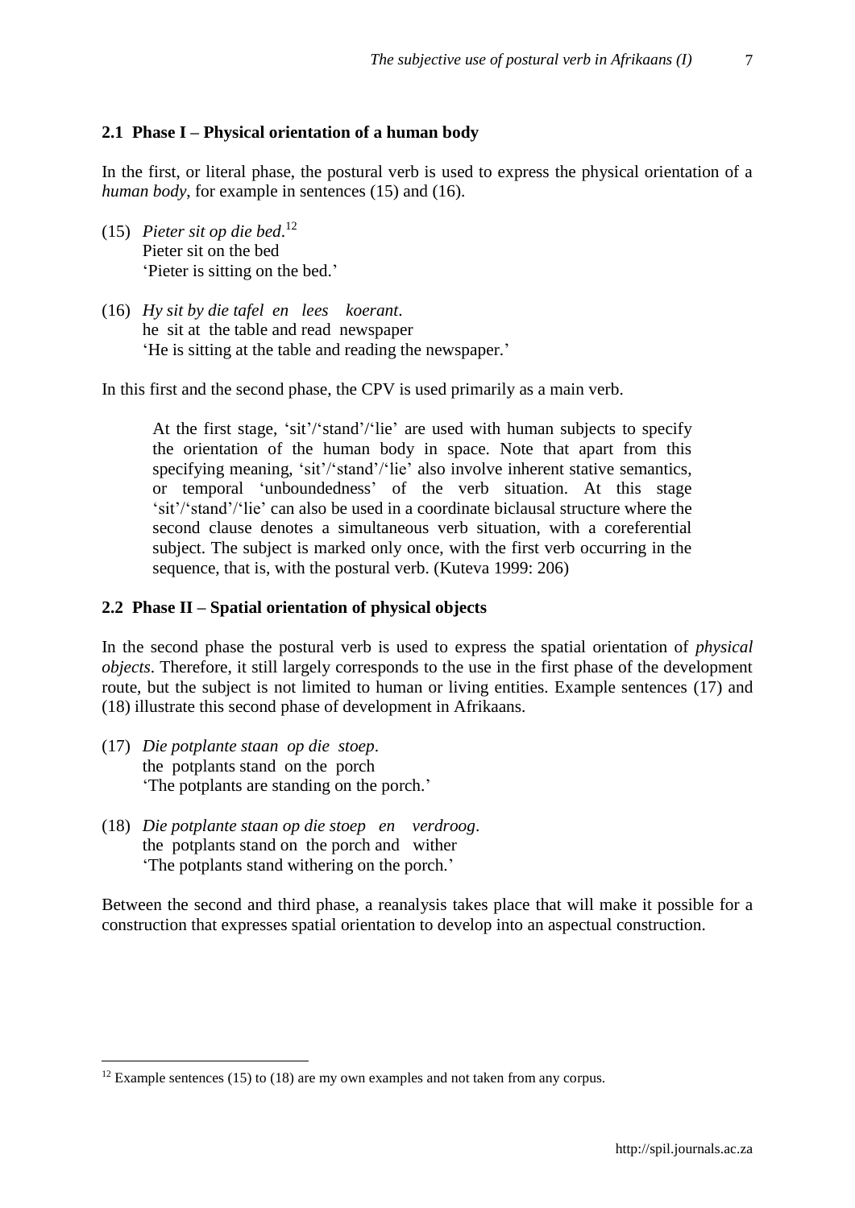### 2.1 Phase I – Physical orientation of a human body

In the first, or literal phase, the postural verb is used to express the physical orientation of a *human body*, for example in sentences (15) and (16).

(15) *Pieter sit op die bed*.[12]
Pieter sit on the bed
'Pieter is sitting on the bed.'

(16) *Hy sit by die tafel en lees koerant*.
he sit at the table and read newspaper
'He is sitting at the table and reading the newspaper.'

In this first and the second phase, the CPV is used primarily as a main verb.

> At the first stage, 'sit'/'stand'/'lie' are used with human subjects to specify the orientation of the human body in space. Note that apart from this specifying meaning, 'sit'/'stand'/'lie' also involve inherent stative semantics, or temporal 'unboundedness' of the verb situation. At this stage 'sit'/'stand'/'lie' can also be used in a coordinate biclausal structure where the second clause denotes a simultaneous verb situation, with a coreferential subject. The subject is marked only once, with the first verb occurring in the sequence, that is, with the postural verb. (Kuteva 1999: 206)

### 2.2 Phase II – Spatial orientation of physical objects

In the second phase the postural verb is used to express the spatial orientation of *physical objects*. Therefore, it still largely corresponds to the use in the first phase of the development route, but the subject is not limited to human or living entities. Example sentences (17) and (18) illustrate this second phase of development in Afrikaans.

(17) *Die potplante staan op die stoep*.
the potplants stand on the porch
'The potplants are standing on the porch.'

(18) *Die potplante staan op die stoep en verdroog*.
the potplants stand on the porch and wither
'The potplants stand withering on the porch.'

Between the second and third phase, a reanalysis takes place that will make it possible for a construction that expresses spatial orientation to develop into an aspectual construction.

[12] Example sentences (15) to (18) are my own examples and not taken from any corpus.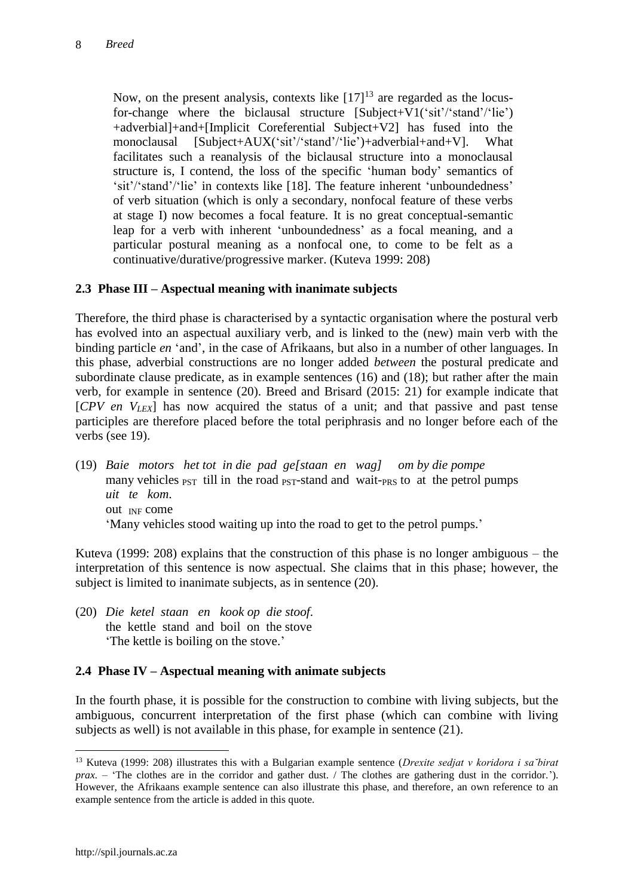> Now, on the present analysis, contexts like [17][13] are regarded as the locus-for-change where the biclausal structure [Subject+V1('sit'/'stand'/'lie') +adverbial]+and+[Implicit Coreferential Subject+V2] has fused into the monoclausal [Subject+AUX('sit'/'stand'/'lie')+adverbial+and+V]. What facilitates such a reanalysis of the biclausal structure into a monoclausal structure is, I contend, the loss of the specific 'human body' semantics of 'sit'/'stand'/'lie' in contexts like [18]. The feature inherent 'unboundedness' of verb situation (which is only a secondary, nonfocal feature of these verbs at stage I) now becomes a focal feature. It is no great conceptual-semantic leap for a verb with inherent 'unboundedness' as a focal meaning, and a particular postural meaning as a nonfocal one, to come to be felt as a continuative/durative/progressive marker. (Kuteva 1999: 208)

### 2.3 Phase III – Aspectual meaning with inanimate subjects

Therefore, the third phase is characterised by a syntactic organisation where the postural verb has evolved into an aspectual auxiliary verb, and is linked to the (new) main verb with the binding particle *en* 'and', in the case of Afrikaans, but also in a number of other languages. In this phase, adverbial constructions are no longer added *between* the postural predicate and subordinate clause predicate, as in example sentences (16) and (18); but rather after the main verb, for example in sentence (20). Breed and Brisard (2015: 21) for example indicate that [*CPV en* $V_{LEX}$] has now acquired the status of a unit; and that passive and past tense participles are therefore placed before the total periphrasis and no longer before each of the verbs (see 19).

(19) *Baie motors het tot in die pad ge[staan en wag] om by die pompe uit te kom.*
many vehicles $_{PST}$ till in the road $_{PST}$-stand and wait-$_{PRS}$ to at the petrol pumps out $_{INF}$ come
'Many vehicles stood waiting up into the road to get to the petrol pumps.'

Kuteva (1999: 208) explains that the construction of this phase is no longer ambiguous – the interpretation of this sentence is now aspectual. She claims that in this phase; however, the subject is limited to inanimate subjects, as in sentence (20).

(20) *Die ketel staan en kook op die stoof.*
the kettle stand and boil on the stove
'The kettle is boiling on the stove.'

### 2.4 Phase IV – Aspectual meaning with animate subjects

In the fourth phase, it is possible for the construction to combine with living subjects, but the ambiguous, concurrent interpretation of the first phase (which can combine with living subjects as well) is not available in this phase, for example in sentence (21).

---

[13] Kuteva (1999: 208) illustrates this with a Bulgarian example sentence (*Drexite sedjat v koridora i sa˘birat prax.* – 'The clothes are in the corridor and gather dust. / The clothes are gathering dust in the corridor.'). However, the Afrikaans example sentence can also illustrate this phase, and therefore, an own reference to an example sentence from the article is added in this quote.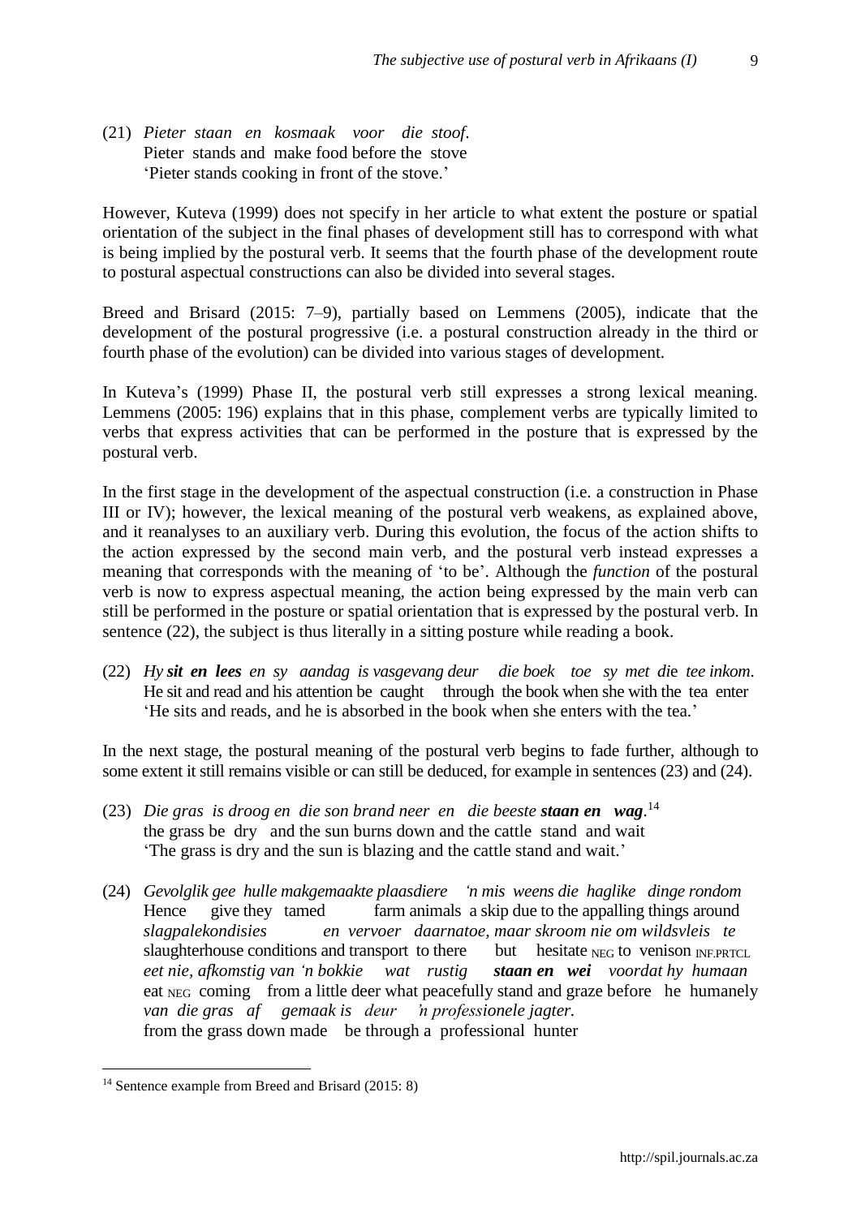(21) *Pieter staan en kosmaak voor die stoof.*
Pieter stands and make food before the stove
'Pieter stands cooking in front of the stove.'

However, Kuteva (1999) does not specify in her article to what extent the posture or spatial orientation of the subject in the final phases of development still has to correspond with what is being implied by the postural verb. It seems that the fourth phase of the development route to postural aspectual constructions can also be divided into several stages.

Breed and Brisard (2015: 7–9), partially based on Lemmens (2005), indicate that the development of the postural progressive (i.e. a postural construction already in the third or fourth phase of the evolution) can be divided into various stages of development.

In Kuteva's (1999) Phase II, the postural verb still expresses a strong lexical meaning. Lemmens (2005: 196) explains that in this phase, complement verbs are typically limited to verbs that express activities that can be performed in the posture that is expressed by the postural verb.

In the first stage in the development of the aspectual construction (i.e. a construction in Phase III or IV); however, the lexical meaning of the postural verb weakens, as explained above, and it reanalyses to an auxiliary verb. During this evolution, the focus of the action shifts to the action expressed by the second main verb, and the postural verb instead expresses a meaning that corresponds with the meaning of 'to be'. Although the *function* of the postural verb is now to express aspectual meaning, the action being expressed by the main verb can still be performed in the posture or spatial orientation that is expressed by the postural verb. In sentence (22), the subject is thus literally in a sitting posture while reading a book.

(22) *Hy* ***sit en lees*** *en sy aandag is vasgevang deur die boek toe sy met die tee inkom.*
He sit and read and his attention be caught through the book when she with the tea enter
'He sits and reads, and he is absorbed in the book when she enters with the tea.'

In the next stage, the postural meaning of the postural verb begins to fade further, although to some extent it still remains visible or can still be deduced, for example in sentences (23) and (24).

(23) *Die gras is droog en die son brand neer en die beeste* ***staan en wag****.*[14]
the grass be dry and the sun burns down and the cattle stand and wait
'The grass is dry and the sun is blazing and the cattle stand and wait.'

(24) *Gevolglik gee hulle makgemaakte plaasdiere 'n mis weens die haglike dinge rondom*
Hence give they tamed farm animals a skip due to the appalling things around
*slagpalekondisies en vervoer daarnatoe, maar skroom nie om wildsvleis te*
slaughterhouse conditions and transport to there but hesitate $_{\text{NEG}}$ to venison $_{\text{INF.PRTCL}}$
*eet nie, afkomstig van 'n bokkie wat rustig* ***staan en wei*** *voordat hy humaan*
eat $_{\text{NEG}}$ coming from a little deer what peacefully stand and graze before he humanely
*van die gras af gemaak is deur 'n professionele jagter.*
from the grass down made be through a professional hunter

[14] Sentence example from Breed and Brisard (2015: 8)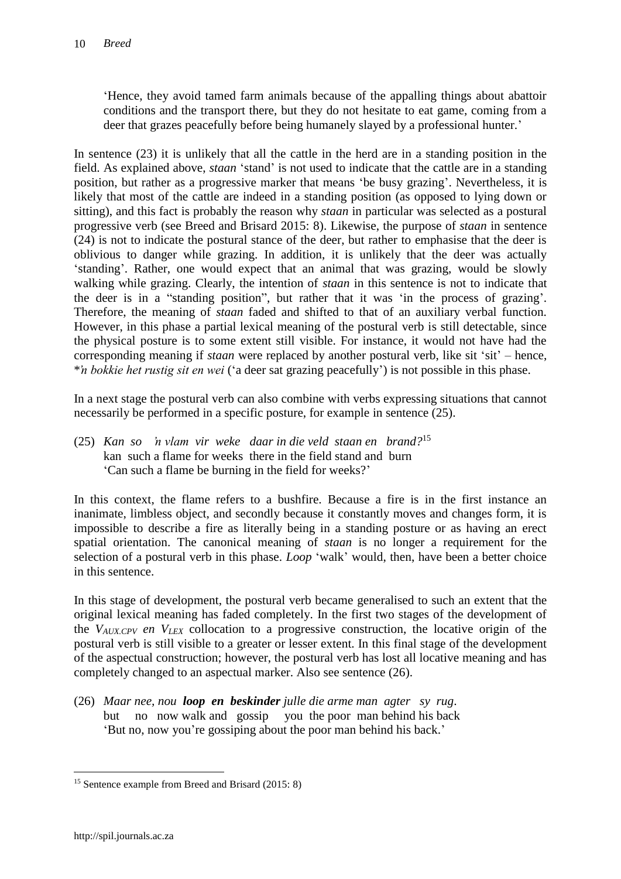'Hence, they avoid tamed farm animals because of the appalling things about abattoir conditions and the transport there, but they do not hesitate to eat game, coming from a deer that grazes peacefully before being humanely slayed by a professional hunter.'

In sentence (23) it is unlikely that all the cattle in the herd are in a standing position in the field. As explained above, *staan* 'stand' is not used to indicate that the cattle are in a standing position, but rather as a progressive marker that means 'be busy grazing'. Nevertheless, it is likely that most of the cattle are indeed in a standing position (as opposed to lying down or sitting), and this fact is probably the reason why *staan* in particular was selected as a postural progressive verb (see Breed and Brisard 2015: 8). Likewise, the purpose of *staan* in sentence (24) is not to indicate the postural stance of the deer, but rather to emphasise that the deer is oblivious to danger while grazing. In addition, it is unlikely that the deer was actually 'standing'. Rather, one would expect that an animal that was grazing, would be slowly walking while grazing. Clearly, the intention of *staan* in this sentence is not to indicate that the deer is in a "standing position", but rather that it was 'in the process of grazing'. Therefore, the meaning of *staan* faded and shifted to that of an auxiliary verbal function. However, in this phase a partial lexical meaning of the postural verb is still detectable, since the physical posture is to some extent still visible. For instance, it would not have had the corresponding meaning if *staan* were replaced by another postural verb, like sit 'sit' – hence, \**'n bokkie het rustig sit en wei* ('a deer sat grazing peacefully') is not possible in this phase.

In a next stage the postural verb can also combine with verbs expressing situations that cannot necessarily be performed in a specific posture, for example in sentence (25).

(25) *Kan so 'n vlam vir weke daar in die veld staan en brand?*[15]
kan such a flame for weeks there in the field stand and burn
'Can such a flame be burning in the field for weeks?'

In this context, the flame refers to a bushfire. Because a fire is in the first instance an inanimate, limbless object, and secondly because it constantly moves and changes form, it is impossible to describe a fire as literally being in a standing posture or as having an erect spatial orientation. The canonical meaning of *staan* is no longer a requirement for the selection of a postural verb in this phase. *Loop* 'walk' would, then, have been a better choice in this sentence.

In this stage of development, the postural verb became generalised to such an extent that the original lexical meaning has faded completely. In the first two stages of the development of the $V_{AUX.CPV}$ *en* $V_{LEX}$ collocation to a progressive construction, the locative origin of the postural verb is still visible to a greater or lesser extent. In this final stage of the development of the aspectual construction; however, the postural verb has lost all locative meaning and has completely changed to an aspectual marker. Also see sentence (26).

(26) *Maar nee, nou **loop en beskinder** julle die arme man agter sy rug.*
but no now walk and gossip you the poor man behind his back
'But no, now you're gossiping about the poor man behind his back.'

[15] Sentence example from Breed and Brisard (2015: 8)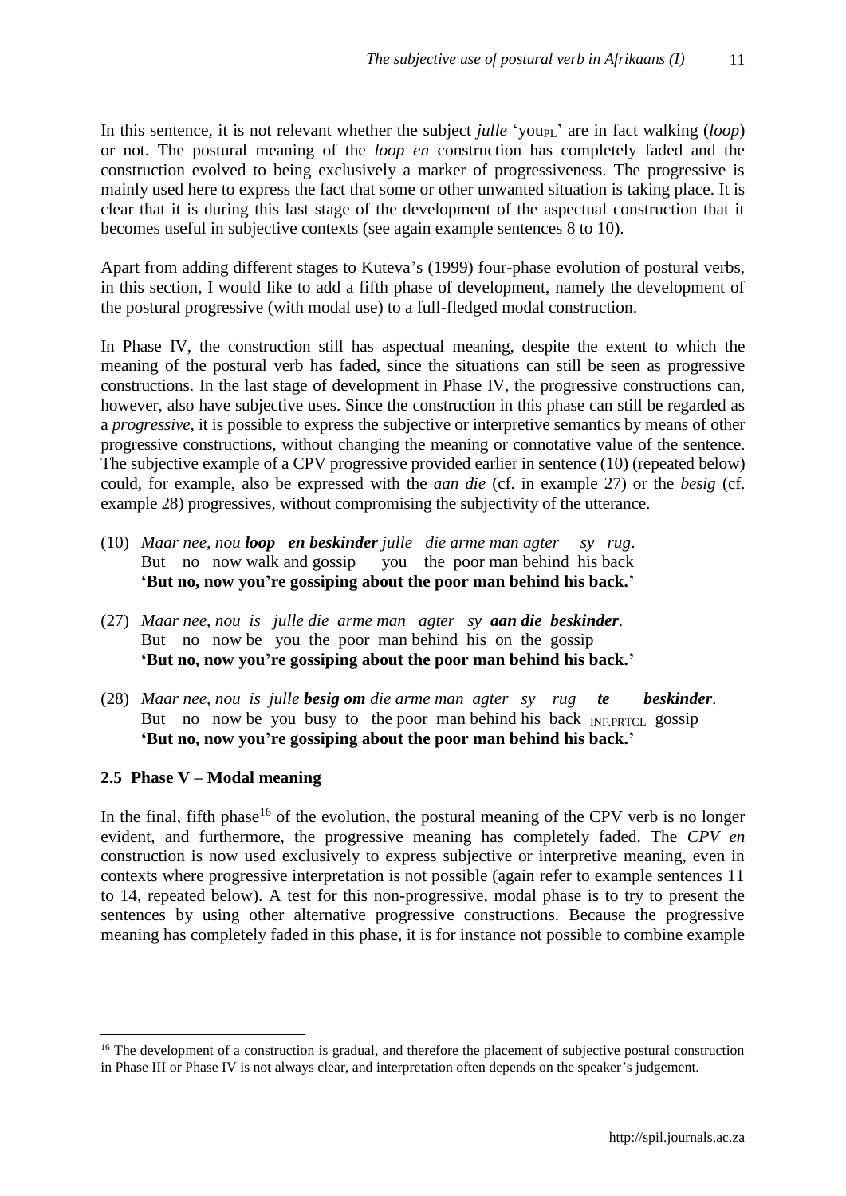In this sentence, it is not relevant whether the subject *julle* 'you$_{PL}$' are in fact walking (*loop*) or not. The postural meaning of the *loop en* construction has completely faded and the construction evolved to being exclusively a marker of progressiveness. The progressive is mainly used here to express the fact that some or other unwanted situation is taking place. It is clear that it is during this last stage of the development of the aspectual construction that it becomes useful in subjective contexts (see again example sentences 8 to 10).

Apart from adding different stages to Kuteva's (1999) four-phase evolution of postural verbs, in this section, I would like to add a fifth phase of development, namely the development of the postural progressive (with modal use) to a full-fledged modal construction.

In Phase IV, the construction still has aspectual meaning, despite the extent to which the meaning of the postural verb has faded, since the situations can still be seen as progressive constructions. In the last stage of development in Phase IV, the progressive constructions can, however, also have subjective uses. Since the construction in this phase can still be regarded as a *progressive*, it is possible to express the subjective or interpretive semantics by means of other progressive constructions, without changing the meaning or connotative value of the sentence. The subjective example of a CPV progressive provided earlier in sentence (10) (repeated below) could, for example, also be expressed with the *aan die* (cf. in example 27) or the *besig* (cf. example 28) progressives, without compromising the subjectivity of the utterance.

(10) *Maar nee, nou **loop en beskinder** julle die arme man agter sy rug.*
But no now walk and gossip you the poor man behind his back
**'But no, now you're gossiping about the poor man behind his back.'**

(27) *Maar nee, nou is julle die arme man agter sy **aan die beskinder**.*
But no now be you the poor man behind his on the gossip
**'But no, now you're gossiping about the poor man behind his back.'**

(28) *Maar nee, nou is julle **besig om** die arme man agter sy rug **te beskinder**.*
But no now be you busy to the poor man behind his back $_{\text{INF.PRTCL}}$ gossip
**'But no, now you're gossiping about the poor man behind his back.'**

### 2.5 Phase V – Modal meaning

In the final, fifth phase[16] of the evolution, the postural meaning of the CPV verb is no longer evident, and furthermore, the progressive meaning has completely faded. The *CPV en* construction is now used exclusively to express subjective or interpretive meaning, even in contexts where progressive interpretation is not possible (again refer to example sentences 11 to 14, repeated below). A test for this non-progressive, modal phase is to try to present the sentences by using other alternative progressive constructions. Because the progressive meaning has completely faded in this phase, it is for instance not possible to combine example

[16] The development of a construction is gradual, and therefore the placement of subjective postural construction in Phase III or Phase IV is not always clear, and interpretation often depends on the speaker's judgement.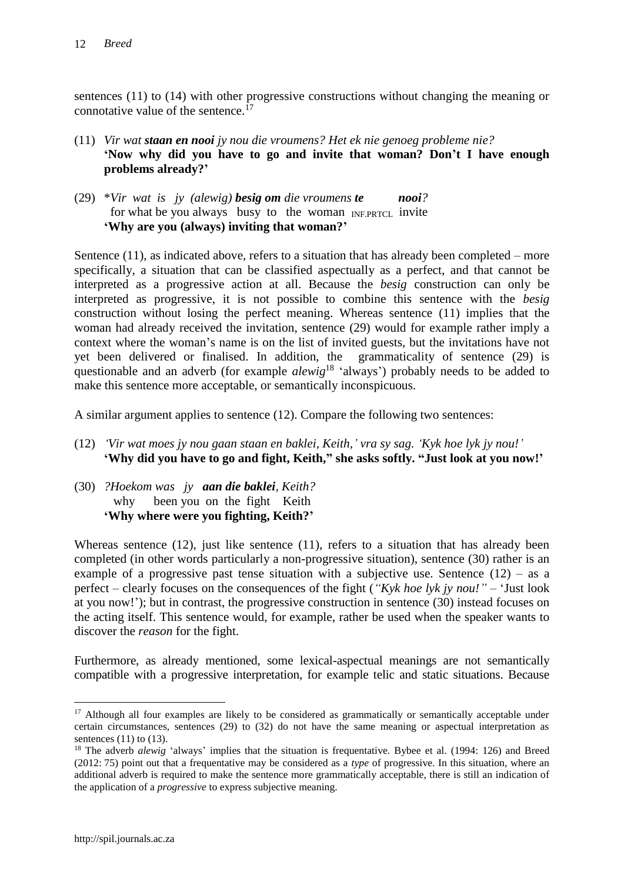sentences (11) to (14) with other progressive constructions without changing the meaning or connotative value of the sentence.[17]

(11) *Vir wat **staan en nooi** jy nou die vroumens? Het ek nie genoeg probleme nie?*
**'Now why did you have to go and invite that woman? Don't I have enough problems already?'**

(29) \**Vir wat is jy (alewig) **besig om** die vroumens **te nooi**?*
for what be you always busy to the woman INF.PRTCL invite
**'Why are you (always) inviting that woman?'**

Sentence (11), as indicated above, refers to a situation that has already been completed – more specifically, a situation that can be classified aspectually as a perfect, and that cannot be interpreted as a progressive action at all. Because the *besig* construction can only be interpreted as progressive, it is not possible to combine this sentence with the *besig* construction without losing the perfect meaning. Whereas sentence (11) implies that the woman had already received the invitation, sentence (29) would for example rather imply a context where the woman's name is on the list of invited guests, but the invitations have not yet been delivered or finalised. In addition, the grammaticality of sentence (29) is questionable and an adverb (for example *alewig*[18] 'always') probably needs to be added to make this sentence more acceptable, or semantically inconspicuous.

A similar argument applies to sentence (12). Compare the following two sentences:

(12) *'Vir wat moes jy nou gaan staan en baklei, Keith,' vra sy sag. 'Kyk hoe lyk jy nou!'*
**'Why did you have to go and fight, Keith," she asks softly. "Just look at you now!'**

(30) *?Hoekom was jy **aan die baklei**, Keith?*
why been you on the fight Keith
**'Why where were you fighting, Keith?'**

Whereas sentence (12), just like sentence (11), refers to a situation that has already been completed (in other words particularly a non-progressive situation), sentence (30) rather is an example of a progressive past tense situation with a subjective use. Sentence (12) – as a perfect – clearly focuses on the consequences of the fight (*"Kyk hoe lyk jy nou!"* – 'Just look at you now!'); but in contrast, the progressive construction in sentence (30) instead focuses on the acting itself. This sentence would, for example, rather be used when the speaker wants to discover the *reason* for the fight.

Furthermore, as already mentioned, some lexical-aspectual meanings are not semantically compatible with a progressive interpretation, for example telic and static situations. Because

---

[17] Although all four examples are likely to be considered as grammatically or semantically acceptable under certain circumstances, sentences (29) to (32) do not have the same meaning or aspectual interpretation as sentences (11) to (13).

[18] The adverb *alewig* 'always' implies that the situation is frequentative. Bybee et al. (1994: 126) and Breed (2012: 75) point out that a frequentative may be considered as a *type* of progressive. In this situation, where an additional adverb is required to make the sentence more grammatically acceptable, there is still an indication of the application of a *progressive* to express subjective meaning.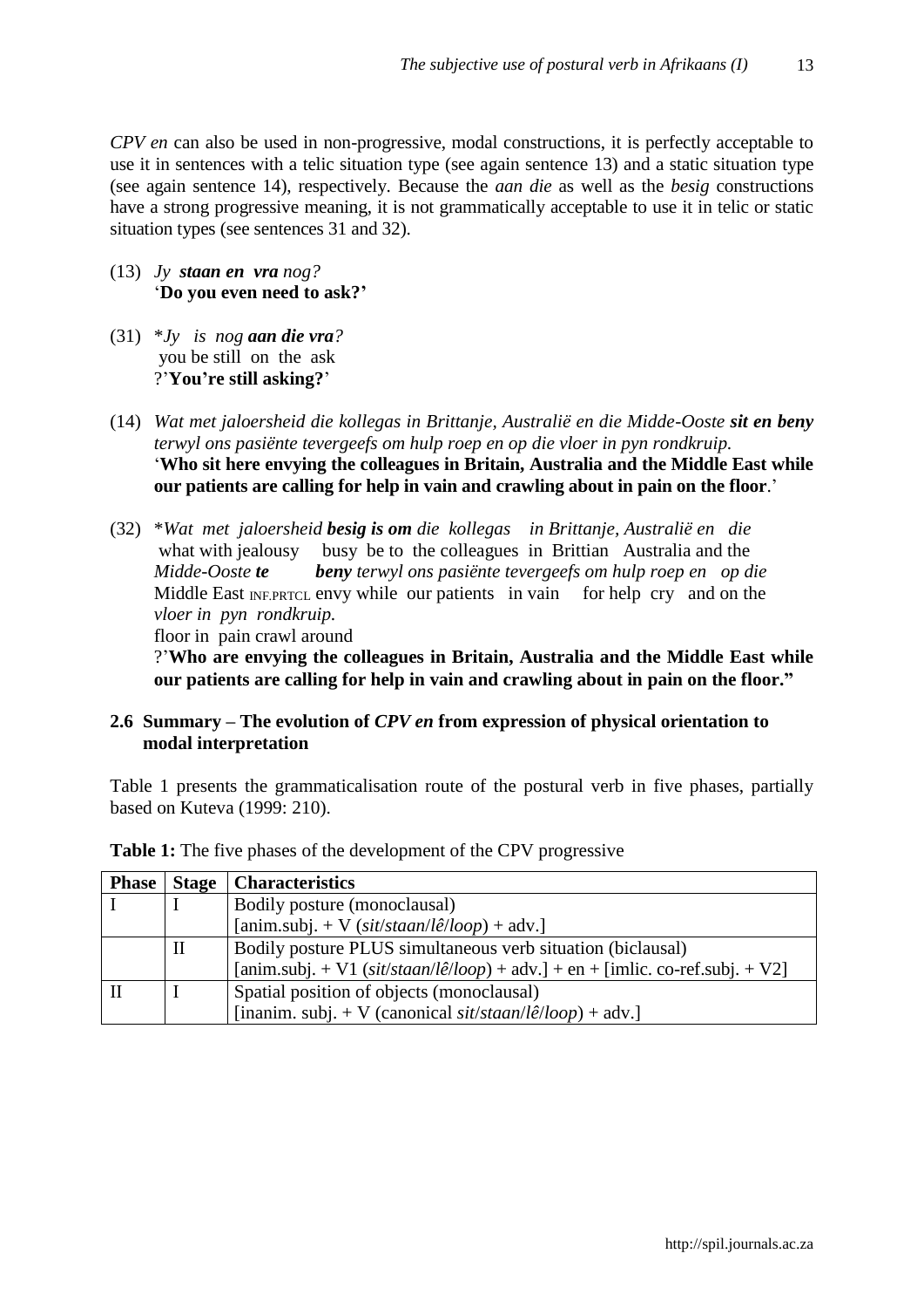*CPV en* can also be used in non-progressive, modal constructions, it is perfectly acceptable to use it in sentences with a telic situation type (see again sentence 13) and a static situation type (see again sentence 14), respectively. Because the *aan die* as well as the *besig* constructions have a strong progressive meaning, it is not grammatically acceptable to use it in telic or static situation types (see sentences 31 and 32).

(13) *Jy* ***staan en vra*** *nog?*
'**Do you even need to ask?'**

(31) \**Jy is nog* ***aan die vra****?*
you be still on the ask
?'**You're still asking?**'

(14) *Wat met jaloersheid die kollegas in Brittanje, Australië en die Midde-Ooste* ***sit en beny*** *terwyl ons pasiënte tevergeefs om hulp roep en op die vloer in pyn rondkruip.*
'**Who sit here envying the colleagues in Britain, Australia and the Middle East while our patients are calling for help in vain and crawling about in pain on the floor**.'

(32) \**Wat met jaloersheid* ***besig is om*** *die kollegas in Brittanje, Australië en die Midde-Ooste* ***te beny*** *terwyl ons pasiënte tevergeefs om hulp roep en op die vloer in pyn rondkruip.*
what with jealousy busy be to the colleagues in Brittian Australia and the Middle East INF.PRTCL envy while our patients in vain for help cry and on the floor in pain crawl around
?'**Who are envying the colleagues in Britain, Australia and the Middle East while our patients are calling for help in vain and crawling about in pain on the floor."**

## 2.6 Summary – The evolution of *CPV en* from expression of physical orientation to modal interpretation

Table 1 presents the grammaticalisation route of the postural verb in five phases, partially based on Kuteva (1999: 210).

**Table 1:** The five phases of the development of the CPV progressive

| Phase | Stage | Characteristics |
|---|---|---|
| I | I | Bodily posture (monoclausal)<br>[anim.subj. + V (*sit*/*staan*/*lê*/*loop*) + adv.] |
| | II | Bodily posture PLUS simultaneous verb situation (biclausal)<br>[anim.subj. + V1 (*sit*/*staan*/*lê*/*loop*) + adv.] + en + [imlic. co-ref.subj. + V2] |
| II | I | Spatial position of objects (monoclausal)<br>[inanim. subj. + V (canonical *sit*/*staan*/*lê*/*loop*) + adv.] |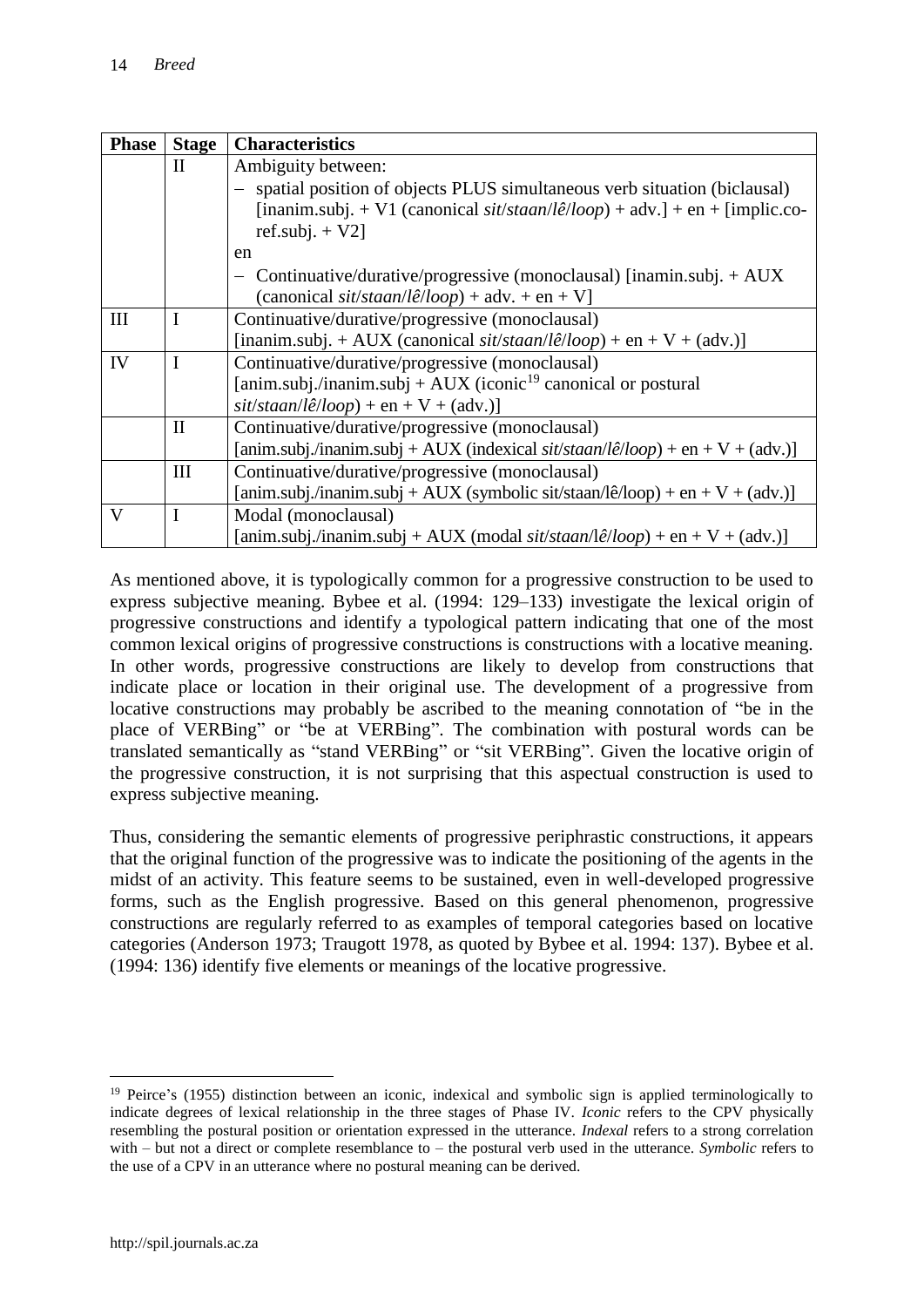| Phase | Stage | Characteristics |
|---|---|---|
| | II | Ambiguity between: – spatial position of objects PLUS simultaneous verb situation (biclausal) [inanim.subj. + V1 (canonical *sit*/*staan*/*lê*/*loop*) + adv.] + en + [implic.co-ref.subj. + V2] en – Continuative/durative/progressive (monoclausal) [inamin.subj. + AUX (canonical *sit*/*staan*/*lê*/*loop*) + adv. + en + V] |
| III | I | Continuative/durative/progressive (monoclausal) [inanim.subj. + AUX (canonical *sit*/*staan*/*lê*/*loop*) + en + V + (adv.)] |
| IV | I | Continuative/durative/progressive (monoclausal) [anim.subj./inanim.subj + AUX (iconic[19] canonical or postural *sit*/*staan*/*lê*/*loop*) + en + V + (adv.)] |
| | II | Continuative/durative/progressive (monoclausal) [anim.subj./inanim.subj + AUX (indexical *sit*/*staan*/*lê*/*loop*) + en + V + (adv.)] |
| | III | Continuative/durative/progressive (monoclausal) [anim.subj./inanim.subj + AUX (symbolic sit/staan/lê/loop) + en + V + (adv.)] |
| V | I | Modal (monoclausal) [anim.subj./inanim.subj + AUX (modal *sit*/*staan*/lê/*loop*) + en + V + (adv.)] |

As mentioned above, it is typologically common for a progressive construction to be used to express subjective meaning. Bybee et al. (1994: 129–133) investigate the lexical origin of progressive constructions and identify a typological pattern indicating that one of the most common lexical origins of progressive constructions is constructions with a locative meaning. In other words, progressive constructions are likely to develop from constructions that indicate place or location in their original use. The development of a progressive from locative constructions may probably be ascribed to the meaning connotation of "be in the place of VERBing" or "be at VERBing". The combination with postural words can be translated semantically as "stand VERBing" or "sit VERBing". Given the locative origin of the progressive construction, it is not surprising that this aspectual construction is used to express subjective meaning.

Thus, considering the semantic elements of progressive periphrastic constructions, it appears that the original function of the progressive was to indicate the positioning of the agents in the midst of an activity. This feature seems to be sustained, even in well-developed progressive forms, such as the English progressive. Based on this general phenomenon, progressive constructions are regularly referred to as examples of temporal categories based on locative categories (Anderson 1973; Traugott 1978, as quoted by Bybee et al. 1994: 137). Bybee et al. (1994: 136) identify five elements or meanings of the locative progressive.

---

[19] Peirce's (1955) distinction between an iconic, indexical and symbolic sign is applied terminologically to indicate degrees of lexical relationship in the three stages of Phase IV. *Iconic* refers to the CPV physically resembling the postural position or orientation expressed in the utterance. *Indexal* refers to a strong correlation with – but not a direct or complete resemblance to – the postural verb used in the utterance. *Symbolic* refers to the use of a CPV in an utterance where no postural meaning can be derived.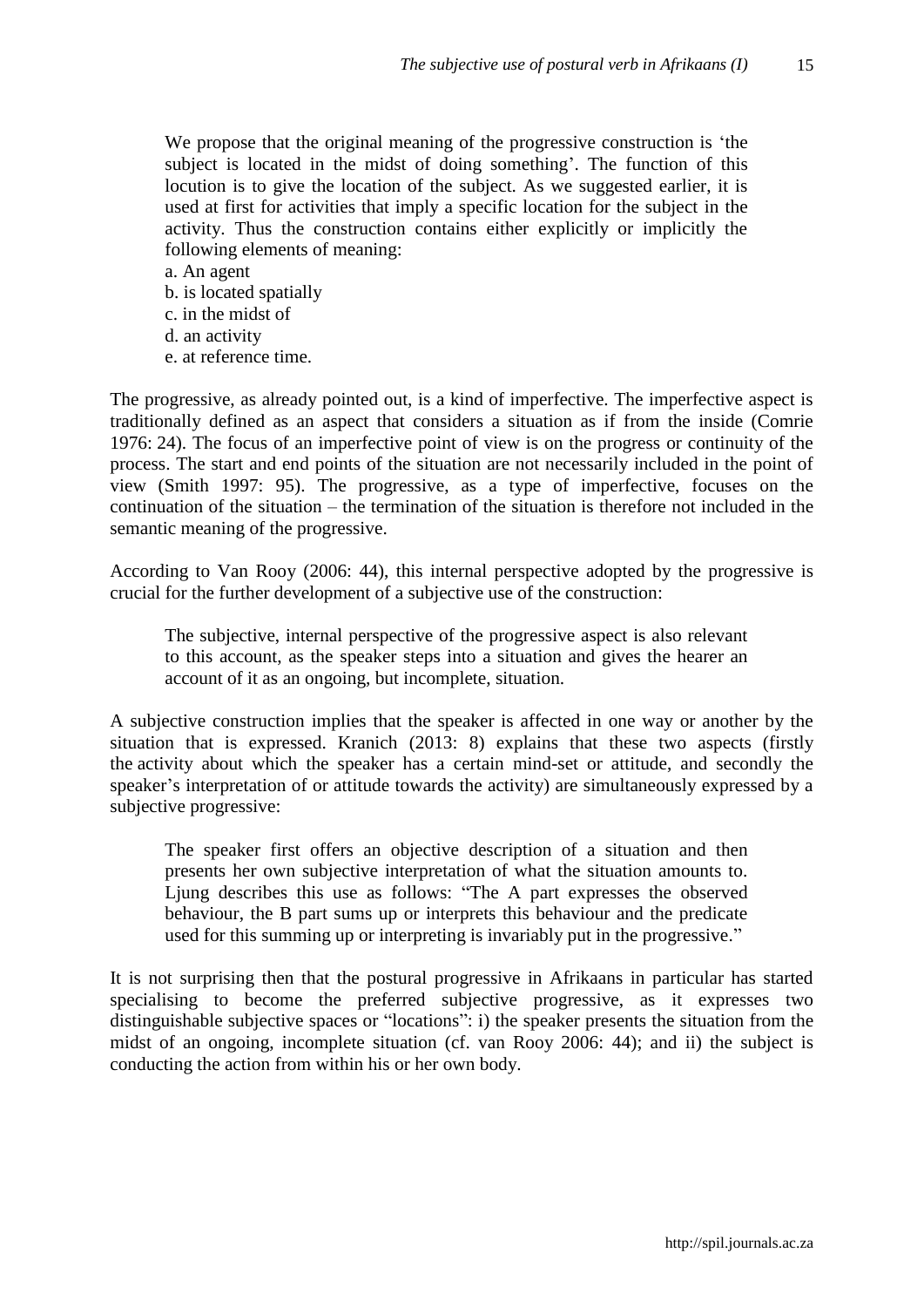> We propose that the original meaning of the progressive construction is 'the subject is located in the midst of doing something'. The function of this locution is to give the location of the subject. As we suggested earlier, it is used at first for activities that imply a specific location for the subject in the activity. Thus the construction contains either explicitly or implicitly the following elements of meaning:
> a. An agent
> b. is located spatially
> c. in the midst of
> d. an activity
> e. at reference time.

The progressive, as already pointed out, is a kind of imperfective. The imperfective aspect is traditionally defined as an aspect that considers a situation as if from the inside (Comrie 1976: 24). The focus of an imperfective point of view is on the progress or continuity of the process. The start and end points of the situation are not necessarily included in the point of view (Smith 1997: 95). The progressive, as a type of imperfective, focuses on the continuation of the situation – the termination of the situation is therefore not included in the semantic meaning of the progressive.

According to Van Rooy (2006: 44), this internal perspective adopted by the progressive is crucial for the further development of a subjective use of the construction:

> The subjective, internal perspective of the progressive aspect is also relevant to this account, as the speaker steps into a situation and gives the hearer an account of it as an ongoing, but incomplete, situation.

A subjective construction implies that the speaker is affected in one way or another by the situation that is expressed. Kranich (2013: 8) explains that these two aspects (firstly the activity about which the speaker has a certain mind-set or attitude, and secondly the speaker's interpretation of or attitude towards the activity) are simultaneously expressed by a subjective progressive:

> The speaker first offers an objective description of a situation and then presents her own subjective interpretation of what the situation amounts to. Ljung describes this use as follows: "The A part expresses the observed behaviour, the B part sums up or interprets this behaviour and the predicate used for this summing up or interpreting is invariably put in the progressive."

It is not surprising then that the postural progressive in Afrikaans in particular has started specialising to become the preferred subjective progressive, as it expresses two distinguishable subjective spaces or "locations": i) the speaker presents the situation from the midst of an ongoing, incomplete situation (cf. van Rooy 2006: 44); and ii) the subject is conducting the action from within his or her own body.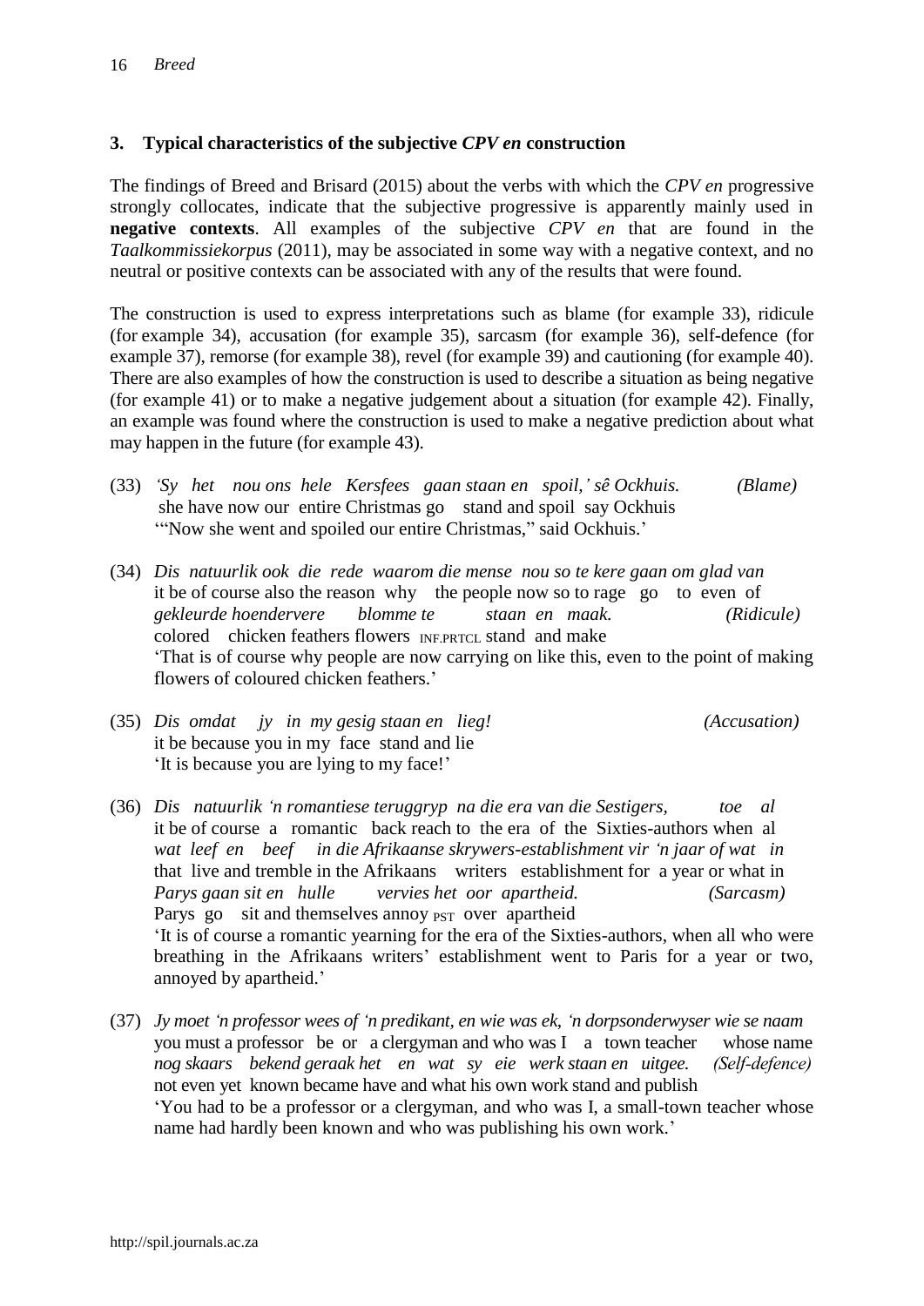## 3. Typical characteristics of the subjective *CPV en* construction

The findings of Breed and Brisard (2015) about the verbs with which the *CPV en* progressive strongly collocates, indicate that the subjective progressive is apparently mainly used in **negative contexts**. All examples of the subjective *CPV en* that are found in the *Taalkommissiekorpus* (2011), may be associated in some way with a negative context, and no neutral or positive contexts can be associated with any of the results that were found.

The construction is used to express interpretations such as blame (for example 33), ridicule (for example 34), accusation (for example 35), sarcasm (for example 36), self-defence (for example 37), remorse (for example 38), revel (for example 39) and cautioning (for example 40). There are also examples of how the construction is used to describe a situation as being negative (for example 41) or to make a negative judgement about a situation (for example 42). Finally, an example was found where the construction is used to make a negative prediction about what may happen in the future (for example 43).

(33) *'Sy het nou ons hele Kersfees gaan staan en spoil,' sê Ockhuis.* (Blame)
she have now our entire Christmas go stand and spoil say Ockhuis
'"Now she went and spoiled our entire Christmas," said Ockhuis.'

(34) *Dis natuurlik ook die rede waarom die mense nou so te kere gaan om glad van gekleurde hoendervere blomme te staan en maak.* (Ridicule)
it be of course also the reason why the people now so to rage go to even of colored chicken feathers flowers INF.PRTCL stand and make
'That is of course why people are now carrying on like this, even to the point of making flowers of coloured chicken feathers.'

(35) *Dis omdat jy in my gesig staan en lieg!* (Accusation)
it be because you in my face stand and lie
'It is because you are lying to my face!'

(36) *Dis natuurlik 'n romantiese teruggryp na die era van die Sestigers, toe al wat leef en beef in die Afrikaanse skrywers-establishment vir 'n jaar of wat in Parys gaan sit en hulle vervies het oor apartheid.* (Sarcasm)
it be of course a romantic back reach to the era of the Sixties-authors when al that live and tremble in the Afrikaans writers establishment for a year or what in Parys go sit and themselves annoy PST over apartheid
'It is of course a romantic yearning for the era of the Sixties-authors, when all who were breathing in the Afrikaans writers' establishment went to Paris for a year or two, annoyed by apartheid.'

(37) *Jy moet 'n professor wees of 'n predikant, en wie was ek, 'n dorpsonderwyser wie se naam nog skaars bekend geraak het en wat sy eie werk staan en uitgee.* (Self-defence)
you must a professor be or a clergyman and who was I a town teacher whose name not even yet known became have and what his own work stand and publish
'You had to be a professor or a clergyman, and who was I, a small-town teacher whose name had hardly been known and who was publishing his own work.'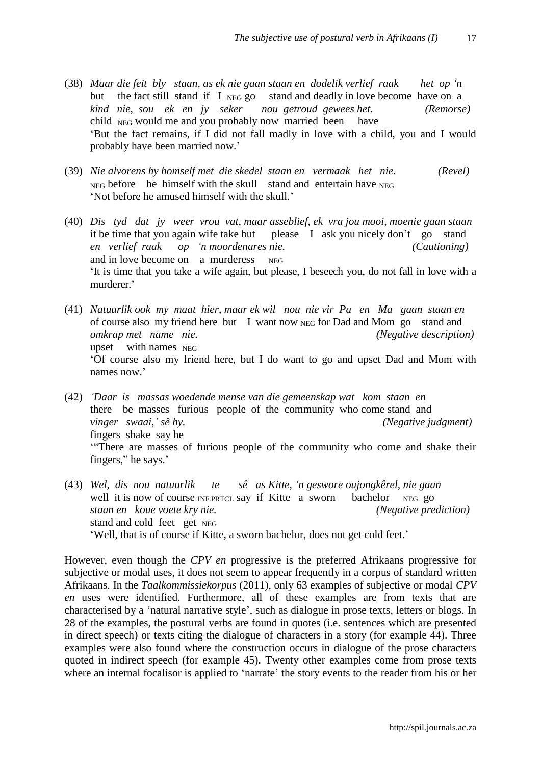(38) *Maar die feit bly staan, as ek nie gaan staan en dodelik verlief raak het op 'n kind nie, sou ek en jy seker nou getroud gewees het.* (Remorse)
but the fact still stand if I NEG go stand and deadly in love become have on a child NEG would me and you probably now married been have
'But the fact remains, if I did not fall madly in love with a child, you and I would probably have been married now.'

(39) *Nie alvorens hy homself met die skedel staan en vermaak het nie.* (Revel)
NEG before he himself with the skull stand and entertain have NEG
'Not before he amused himself with the skull.'

(40) *Dis tyd dat jy weer vrou vat, maar asseblief, ek vra jou mooi, moenie gaan staan en verlief raak op 'n moordenares nie.* (Cautioning)
it be time that you again wife take but please I ask you nicely don't go stand and in love become on a murderess NEG
'It is time that you take a wife again, but please, I beseech you, do not fall in love with a murderer.'

(41) *Natuurlik ook my maat hier, maar ek wil nou nie vir Pa en Ma gaan staan en omkrap met name nie.* (Negative description)
of course also my friend here but I want now NEG for Dad and Mom go stand and upset with names NEG
'Of course also my friend here, but I do want to go and upset Dad and Mom with names now.'

(42) *'Daar is massas woedende mense van die gemeenskap wat kom staan en vinger swaai,' sê hy.* (Negative judgment)
there be masses furious people of the community who come stand and fingers shake say he
'"There are masses of furious people of the community who come and shake their fingers," he says.'

(43) *Wel, dis nou natuurlik te sê as Kitte, 'n geswore oujongkêrel, nie gaan staan en koue voete kry nie.* (Negative prediction)
well it is now of course INF.PRTCL say if Kitte a sworn bachelor NEG go stand and cold feet get NEG
'Well, that is of course if Kitte, a sworn bachelor, does not get cold feet.'

However, even though the *CPV en* progressive is the preferred Afrikaans progressive for subjective or modal uses, it does not seem to appear frequently in a corpus of standard written Afrikaans. In the *Taalkommissiekorpus* (2011), only 63 examples of subjective or modal *CPV en* uses were identified. Furthermore, all of these examples are from texts that are characterised by a 'natural narrative style', such as dialogue in prose texts, letters or blogs. In 28 of the examples, the postural verbs are found in quotes (i.e. sentences which are presented in direct speech) or texts citing the dialogue of characters in a story (for example 44). Three examples were also found where the construction occurs in dialogue of the prose characters quoted in indirect speech (for example 45). Twenty other examples come from prose texts where an internal focalisor is applied to 'narrate' the story events to the reader from his or her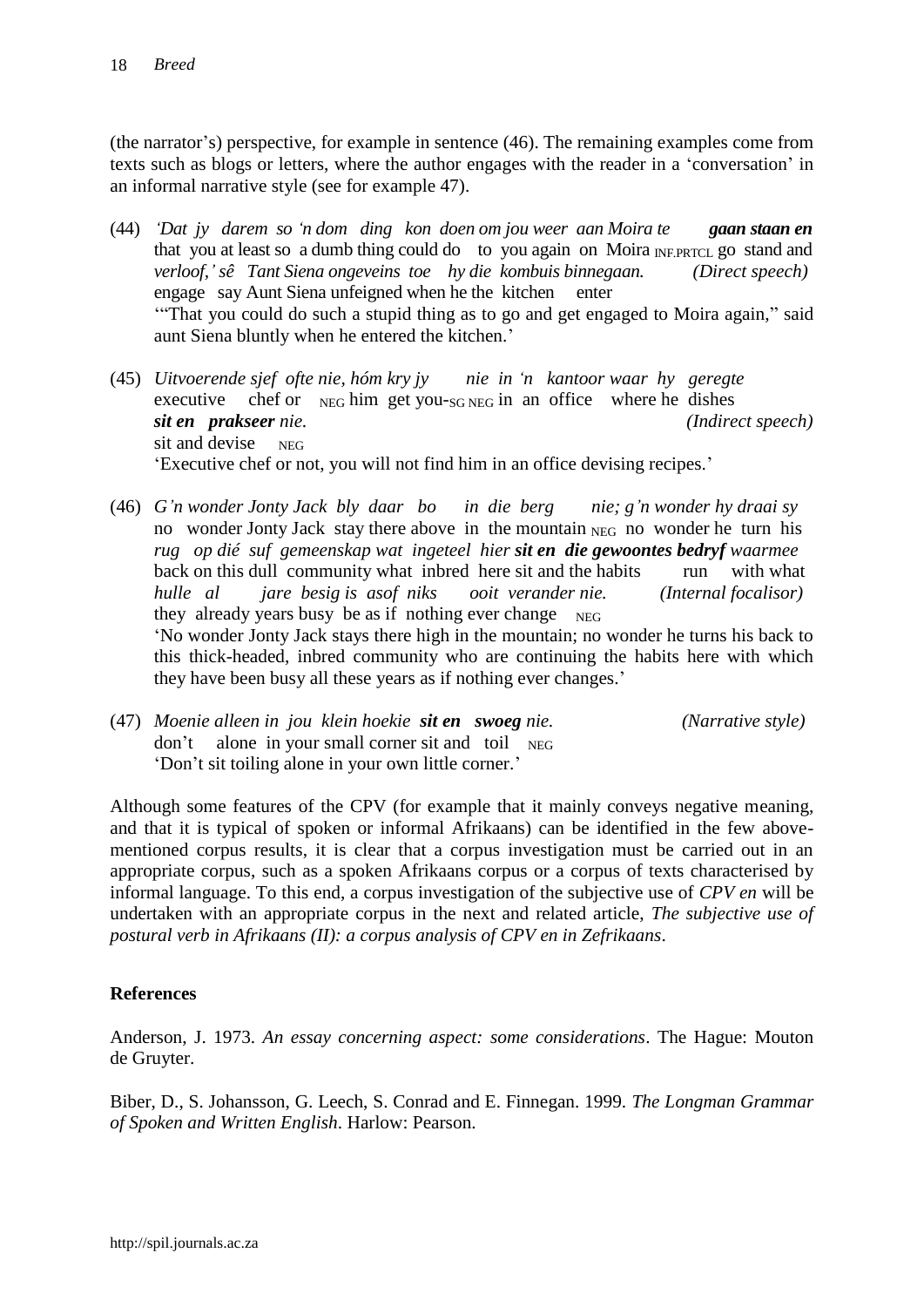(the narrator's) perspective, for example in sentence (46). The remaining examples come from texts such as blogs or letters, where the author engages with the reader in a 'conversation' in an informal narrative style (see for example 47).

(44) *'Dat jy darem so 'n dom ding kon doen om jou weer aan Moira te **gaan staan en***
that you at least so a dumb thing could do to you again on Moira $_{\text{INF.PRTCL}}$ go stand and
*verloof,' sê Tant Siena ongeveins toe hy die kombuis binnegaan.* *(Direct speech)*
engage say Aunt Siena unfeigned when he the kitchen enter
'"That you could do such a stupid thing as to go and get engaged to Moira again," said aunt Siena bluntly when he entered the kitchen.'

(45) *Uitvoerende sjef ofte nie, hóm kry jy nie in 'n kantoor waar hy geregte*
executive chef or $_{\text{NEG}}$ him get you-$_{\text{SG NEG}}$ in an office where he dishes
***sit en prakseer** nie.* *(Indirect speech)*
sit and devise $_{\text{NEG}}$
'Executive chef or not, you will not find him in an office devising recipes.'

(46) *G'n wonder Jonty Jack bly daar bo in die berg nie; g'n wonder hy draai sy*
no wonder Jonty Jack stay there above in the mountain $_{\text{NEG}}$ no wonder he turn his
*rug op dié suf gemeenskap wat ingeteel hier **sit en die gewoontes bedryf** waarmee*
back on this dull community what inbred here sit and the habits run with what
*hulle al jare besig is asof niks ooit verander nie.* *(Internal focalisor)*
they already years busy be as if nothing ever change $_{\text{NEG}}$
'No wonder Jonty Jack stays there high in the mountain; no wonder he turns his back to this thick-headed, inbred community who are continuing the habits here with which they have been busy all these years as if nothing ever changes.'

(47) *Moenie alleen in jou klein hoekie **sit en swoeg** nie.* *(Narrative style)*
don't alone in your small corner sit and toil $_{\text{NEG}}$
'Don't sit toiling alone in your own little corner.'

Although some features of the CPV (for example that it mainly conveys negative meaning, and that it is typical of spoken or informal Afrikaans) can be identified in the few above-mentioned corpus results, it is clear that a corpus investigation must be carried out in an appropriate corpus, such as a spoken Afrikaans corpus or a corpus of texts characterised by informal language. To this end, a corpus investigation of the subjective use of *CPV en* will be undertaken with an appropriate corpus in the next and related article, *The subjective use of postural verb in Afrikaans (II): a corpus analysis of CPV en in Zefrikaans*.

## References

Anderson, J. 1973. *An essay concerning aspect: some considerations*. The Hague: Mouton de Gruyter.

Biber, D., S. Johansson, G. Leech, S. Conrad and E. Finnegan. 1999. *The Longman Grammar of Spoken and Written English*. Harlow: Pearson.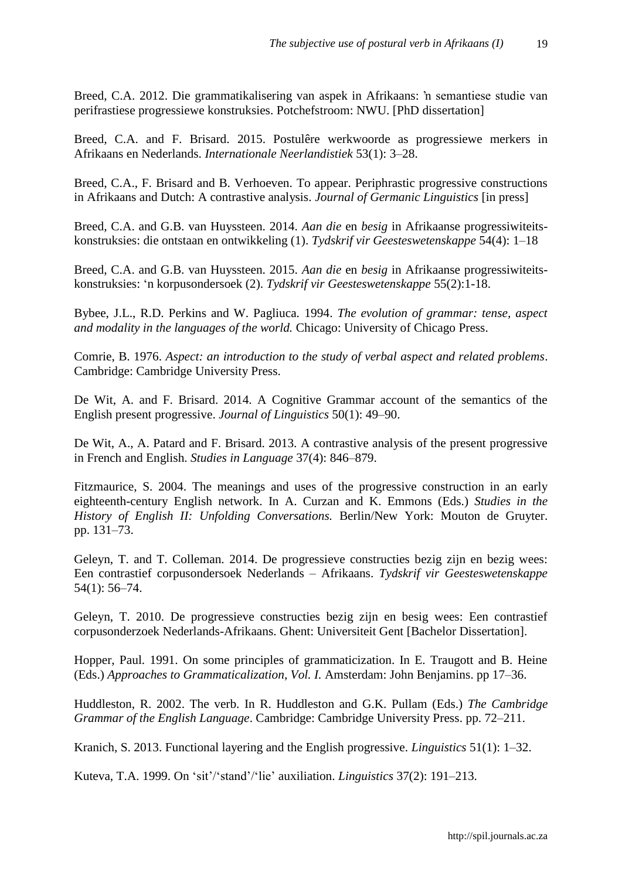Breed, C.A. 2012. Die grammatikalisering van aspek in Afrikaans: 'n semantiese studie van perifrastiese progressiewe konstruksies. Potchefstroom: NWU. [PhD dissertation]

Breed, C.A. and F. Brisard. 2015. Postulêre werkwoorde as progressiewe merkers in Afrikaans en Nederlands. *Internationale Neerlandistiek* 53(1): 3–28.

Breed, C.A., F. Brisard and B. Verhoeven. To appear. Periphrastic progressive constructions in Afrikaans and Dutch: A contrastive analysis. *Journal of Germanic Linguistics* [in press]

Breed, C.A. and G.B. van Huyssteen. 2014. *Aan die* en *besig* in Afrikaanse progressiwiteits-konstruksies: die ontstaan en ontwikkeling (1). *Tydskrif vir Geesteswetenskappe* 54(4): 1–18

Breed, C.A. and G.B. van Huyssteen. 2015. *Aan die* en *besig* in Afrikaanse progressiwiteits-konstruksies: 'n korpusondersoek (2). *Tydskrif vir Geesteswetenskappe* 55(2):1-18.

Bybee, J.L., R.D. Perkins and W. Pagliuca. 1994. *The evolution of grammar: tense, aspect and modality in the languages of the world.* Chicago: University of Chicago Press.

Comrie, B. 1976. *Aspect: an introduction to the study of verbal aspect and related problems*. Cambridge: Cambridge University Press.

De Wit, A. and F. Brisard. 2014. A Cognitive Grammar account of the semantics of the English present progressive. *Journal of Linguistics* 50(1): 49–90.

De Wit, A., A. Patard and F. Brisard. 2013. A contrastive analysis of the present progressive in French and English. *Studies in Language* 37(4): 846–879.

Fitzmaurice, S. 2004. The meanings and uses of the progressive construction in an early eighteenth-century English network. In A. Curzan and K. Emmons (Eds.) *Studies in the History of English II: Unfolding Conversations.* Berlin/New York: Mouton de Gruyter. pp. 131–73.

Geleyn, T. and T. Colleman. 2014. De progressieve constructies bezig zijn en bezig wees: Een contrastief corpusondersoek Nederlands – Afrikaans. *Tydskrif vir Geesteswetenskappe* 54(1): 56–74.

Geleyn, T. 2010. De progressieve constructies bezig zijn en besig wees: Een contrastief corpusonderzoek Nederlands-Afrikaans. Ghent: Universiteit Gent [Bachelor Dissertation].

Hopper, Paul. 1991. On some principles of grammaticization. In E. Traugott and B. Heine (Eds.) *Approaches to Grammaticalization, Vol. I.* Amsterdam: John Benjamins. pp 17–36.

Huddleston, R. 2002. The verb. In R. Huddleston and G.K. Pullam (Eds.) *The Cambridge Grammar of the English Language*. Cambridge: Cambridge University Press. pp. 72–211.

Kranich, S. 2013. Functional layering and the English progressive. *Linguistics* 51(1): 1–32.

Kuteva, T.A. 1999. On 'sit'/'stand'/'lie' auxiliation. *Linguistics* 37(2): 191–213.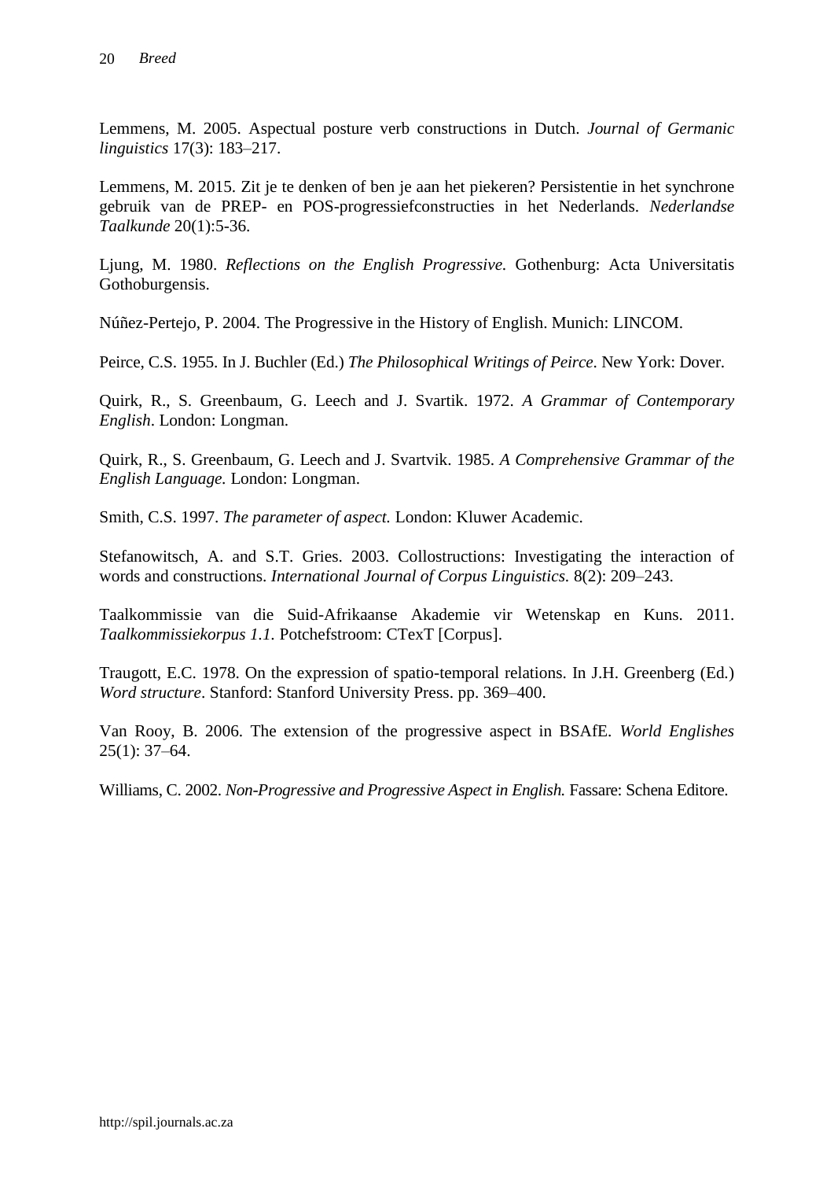Lemmens, M. 2005. Aspectual posture verb constructions in Dutch. *Journal of Germanic linguistics* 17(3): 183–217.

Lemmens, M. 2015. Zit je te denken of ben je aan het piekeren? Persistentie in het synchrone gebruik van de PREP- en POS-progressiefconstructies in het Nederlands. *Nederlandse Taalkunde* 20(1):5-36.

Ljung, M. 1980. *Reflections on the English Progressive.* Gothenburg: Acta Universitatis Gothoburgensis.

Núñez-Pertejo, P. 2004. The Progressive in the History of English. Munich: LINCOM.

Peirce, C.S. 1955. In J. Buchler (Ed.) *The Philosophical Writings of Peirce*. New York: Dover.

Quirk, R., S. Greenbaum, G. Leech and J. Svartik. 1972. *A Grammar of Contemporary English*. London: Longman.

Quirk, R., S. Greenbaum, G. Leech and J. Svartvik. 1985. *A Comprehensive Grammar of the English Language.* London: Longman.

Smith, C.S. 1997. *The parameter of aspect.* London: Kluwer Academic.

Stefanowitsch, A. and S.T. Gries. 2003. Collostructions: Investigating the interaction of words and constructions. *International Journal of Corpus Linguistics.* 8(2): 209–243.

Taalkommissie van die Suid-Afrikaanse Akademie vir Wetenskap en Kuns. 2011. *Taalkommissiekorpus 1.1.* Potchefstroom: CTexT [Corpus].

Traugott, E.C. 1978. On the expression of spatio-temporal relations. In J.H. Greenberg (Ed.) *Word structure*. Stanford: Stanford University Press. pp. 369–400.

Van Rooy, B. 2006. The extension of the progressive aspect in BSAfE. *World Englishes* 25(1): 37–64.

Williams, C. 2002. *Non-Progressive and Progressive Aspect in English.* Fassare: Schena Editore.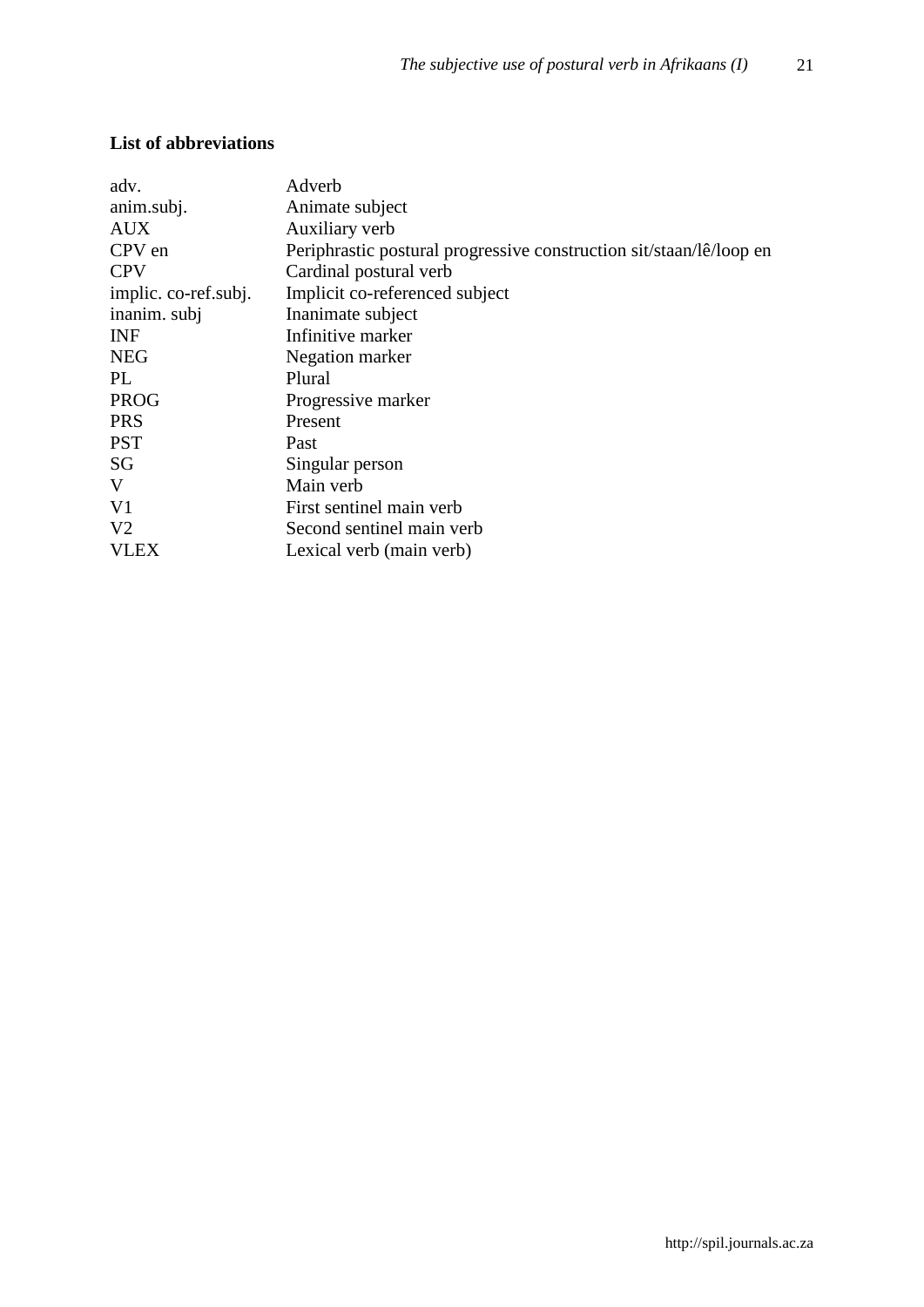## List of abbreviations

| | |
|---|---|
| adv. | Adverb |
| anim.subj. | Animate subject |
| AUX | Auxiliary verb |
| CPV en | Periphrastic postural progressive construction sit/staan/lê/loop en |
| CPV | Cardinal postural verb |
| implic. co-ref.subj. | Implicit co-referenced subject |
| inanim. subj | Inanimate subject |
| INF | Infinitive marker |
| NEG | Negation marker |
| PL | Plural |
| PROG | Progressive marker |
| PRS | Present |
| PST | Past |
| SG | Singular person |
| V | Main verb |
| V1 | First sentinel main verb |
| V2 | Second sentinel main verb |
| VLEX | Lexical verb (main verb) |